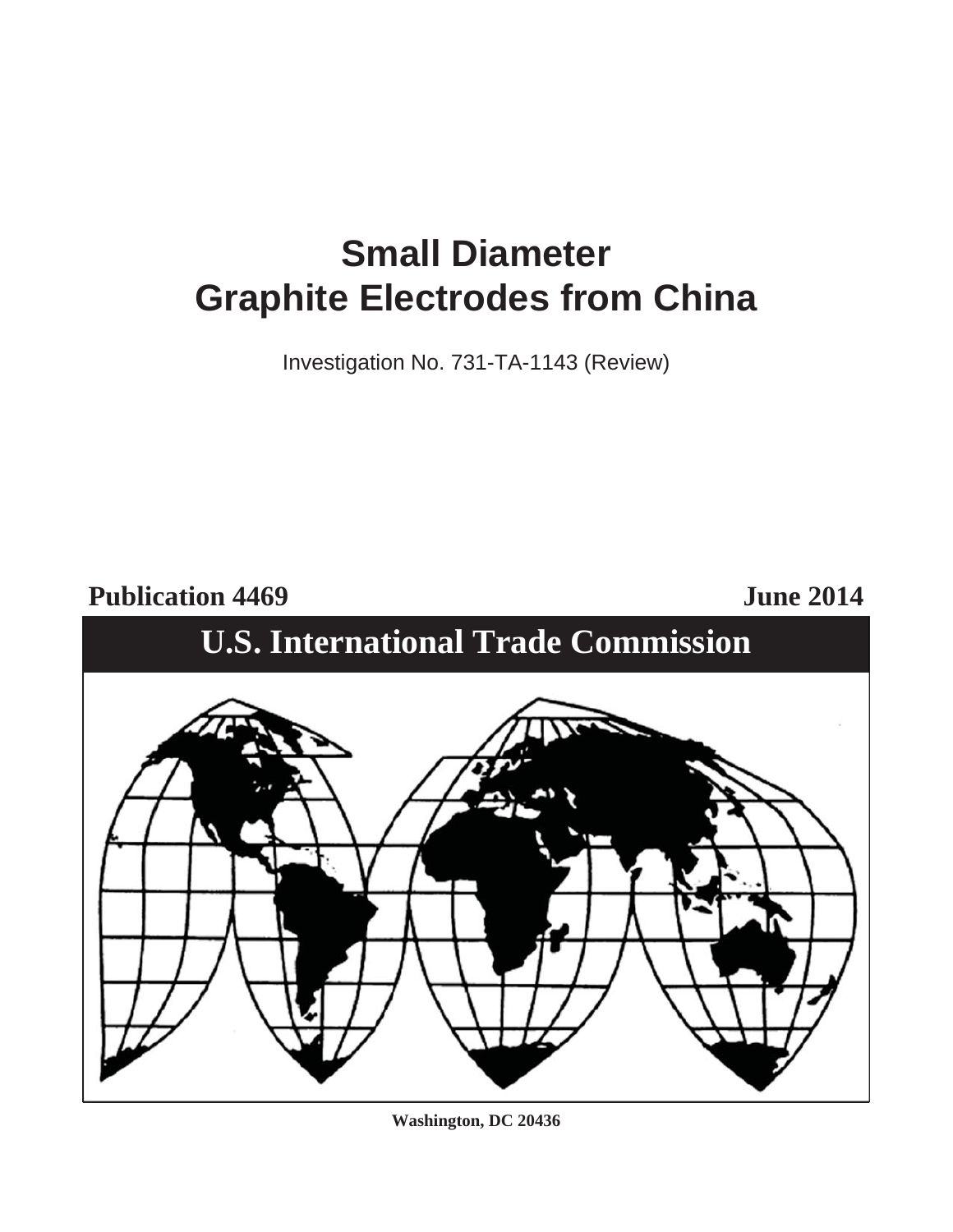# Small Diameter Graphite Electrodes from China

Investigation No. 731-TA-1143 (Review)

**Publication 4469** **June 2014**

## U.S. International Trade Commission

**Washington, DC 20436**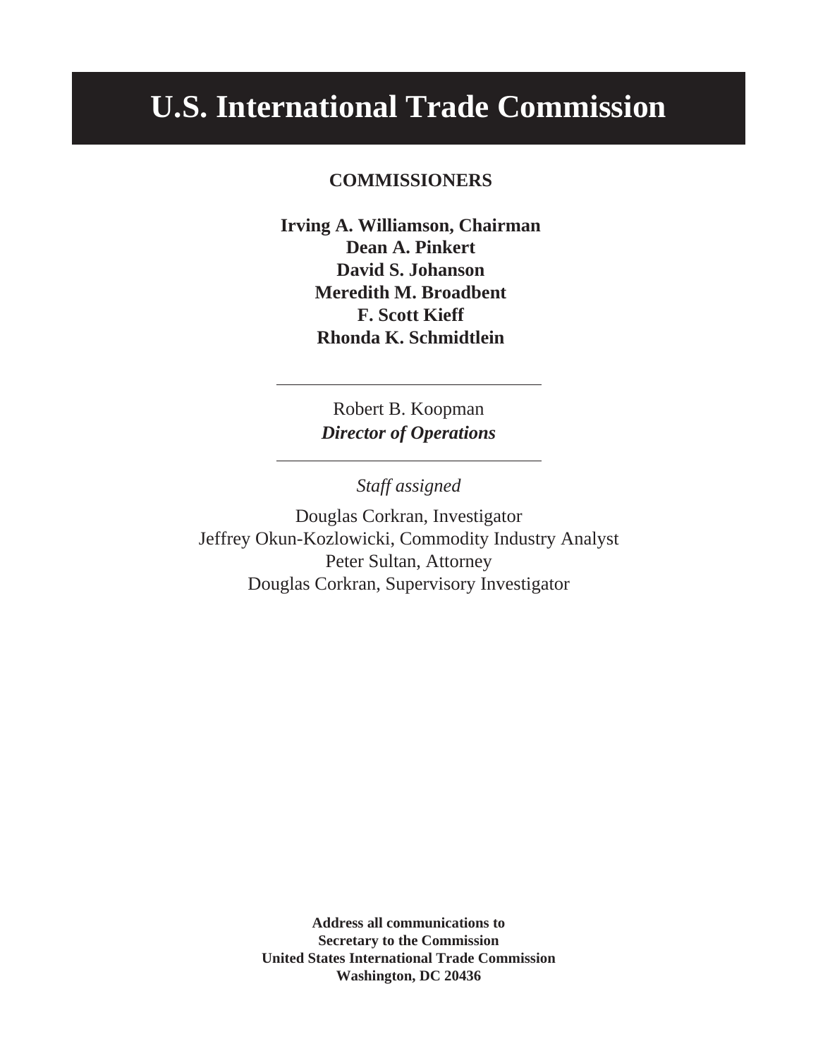# U.S. International Trade Commission

**COMMISSIONERS**

**Irving A. Williamson, Chairman**
**Dean A. Pinkert**
**David S. Johanson**
**Meredith M. Broadbent**
**F. Scott Kieff**
**Rhonda K. Schmidtlein**

---

Robert B. Koopman
***Director of Operations***

---

*Staff assigned*

Douglas Corkran, Investigator
Jeffrey Okun-Kozlowicki, Commodity Industry Analyst
Peter Sultan, Attorney
Douglas Corkran, Supervisory Investigator

**Address all communications to**
**Secretary to the Commission**
**United States International Trade Commission**
**Washington, DC 20436**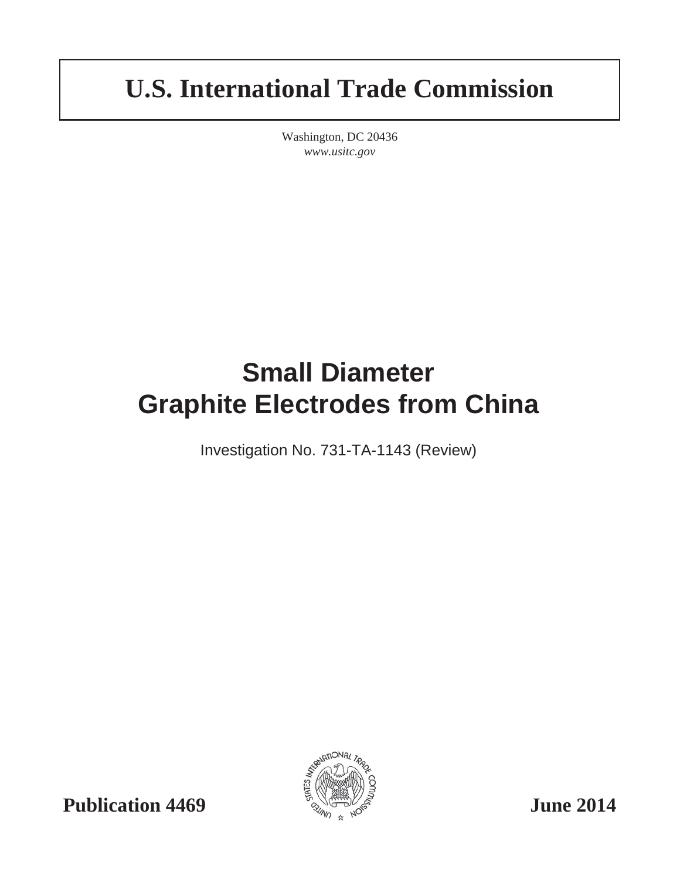# U.S. International Trade Commission

Washington, DC 20436
*www.usitc.gov*

# Small Diameter Graphite Electrodes from China

Investigation No. 731-TA-1143 (Review)

**Publication 4469** **June 2014**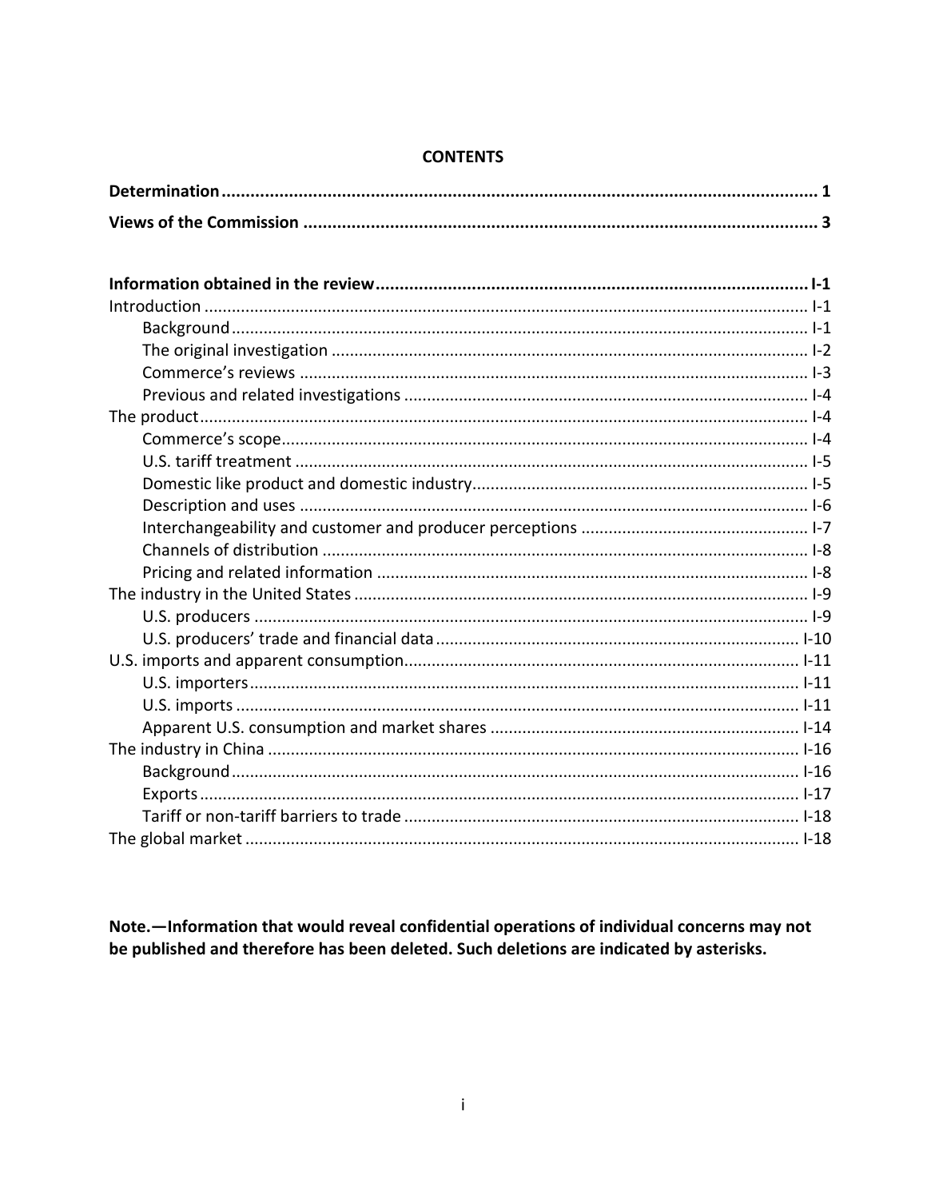## CONTENTS

| | |
|---|---|
| **Determination** | **1** |
| **Views of the Commission** | **3** |
| | |
| **Information obtained in the review** | **I-1** |
| Introduction | I-1 |
| Background | I-1 |
| The original investigation | I-2 |
| Commerce's reviews | I-3 |
| Previous and related investigations | I-4 |
| The product | I-4 |
| Commerce's scope | I-4 |
| U.S. tariff treatment | I-5 |
| Domestic like product and domestic industry | I-5 |
| Description and uses | I-6 |
| Interchangeability and customer and producer perceptions | I-7 |
| Channels of distribution | I-8 |
| Pricing and related information | I-8 |
| The industry in the United States | I-9 |
| U.S. producers | I-9 |
| U.S. producers' trade and financial data | I-10 |
| U.S. imports and apparent consumption | I-11 |
| U.S. importers | I-11 |
| U.S. imports | I-11 |
| Apparent U.S. consumption and market shares | I-14 |
| The industry in China | I-16 |
| Background | I-16 |
| Exports | I-17 |
| Tariff or non-tariff barriers to trade | I-18 |
| The global market | I-18 |

**Note.—Information that would reveal confidential operations of individual concerns may not be published and therefore has been deleted. Such deletions are indicated by asterisks.**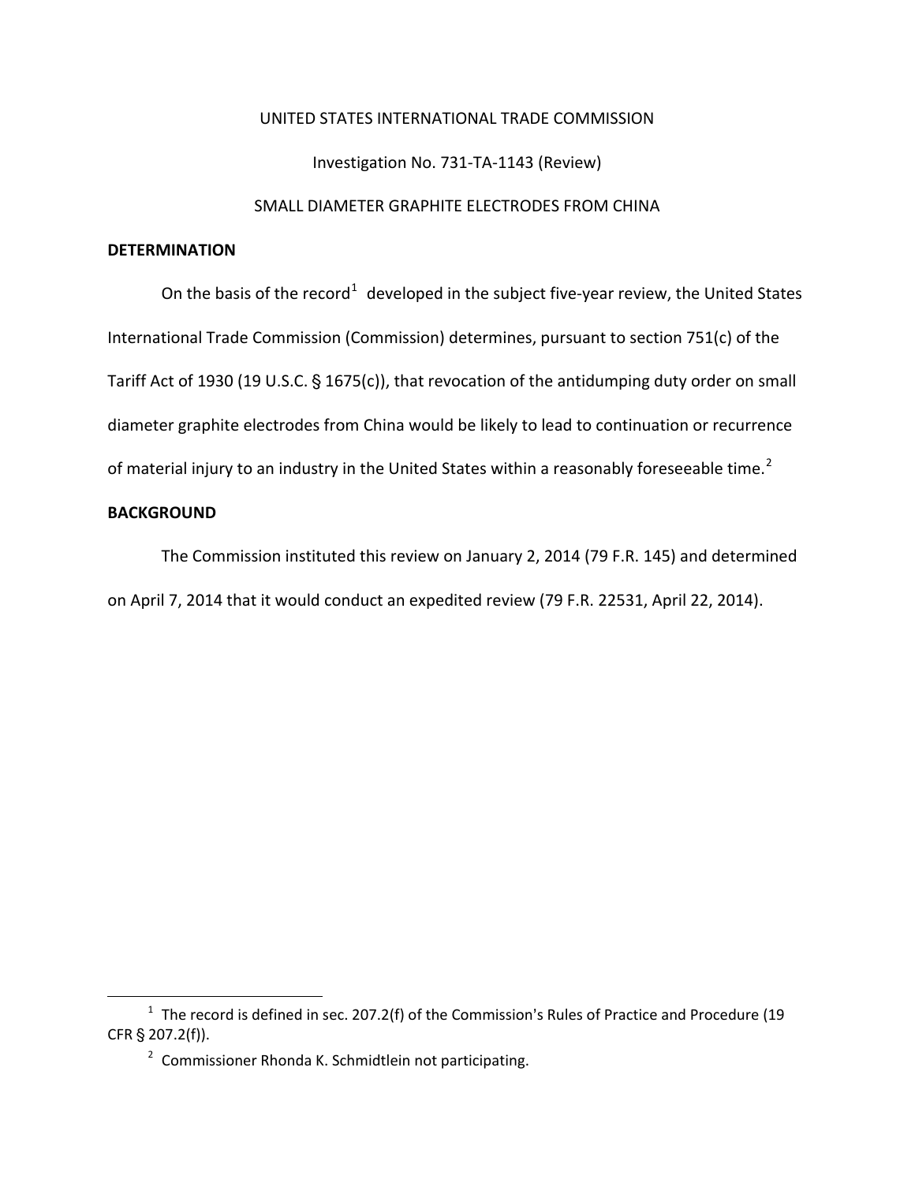UNITED STATES INTERNATIONAL TRADE COMMISSION

Investigation No. 731-TA-1143 (Review)

SMALL DIAMETER GRAPHITE ELECTRODES FROM CHINA

**DETERMINATION**

On the basis of the record[1] developed in the subject five-year review, the United States International Trade Commission (Commission) determines, pursuant to section 751(c) of the Tariff Act of 1930 (19 U.S.C. § 1675(c)), that revocation of the antidumping duty order on small diameter graphite electrodes from China would be likely to lead to continuation or recurrence of material injury to an industry in the United States within a reasonably foreseeable time.[2]

**BACKGROUND**

The Commission instituted this review on January 2, 2014 (79 F.R. 145) and determined on April 7, 2014 that it would conduct an expedited review (79 F.R. 22531, April 22, 2014).

---

[1] The record is defined in sec. 207.2(f) of the Commission's Rules of Practice and Procedure (19 CFR § 207.2(f)).

[2] Commissioner Rhonda K. Schmidtlein not participating.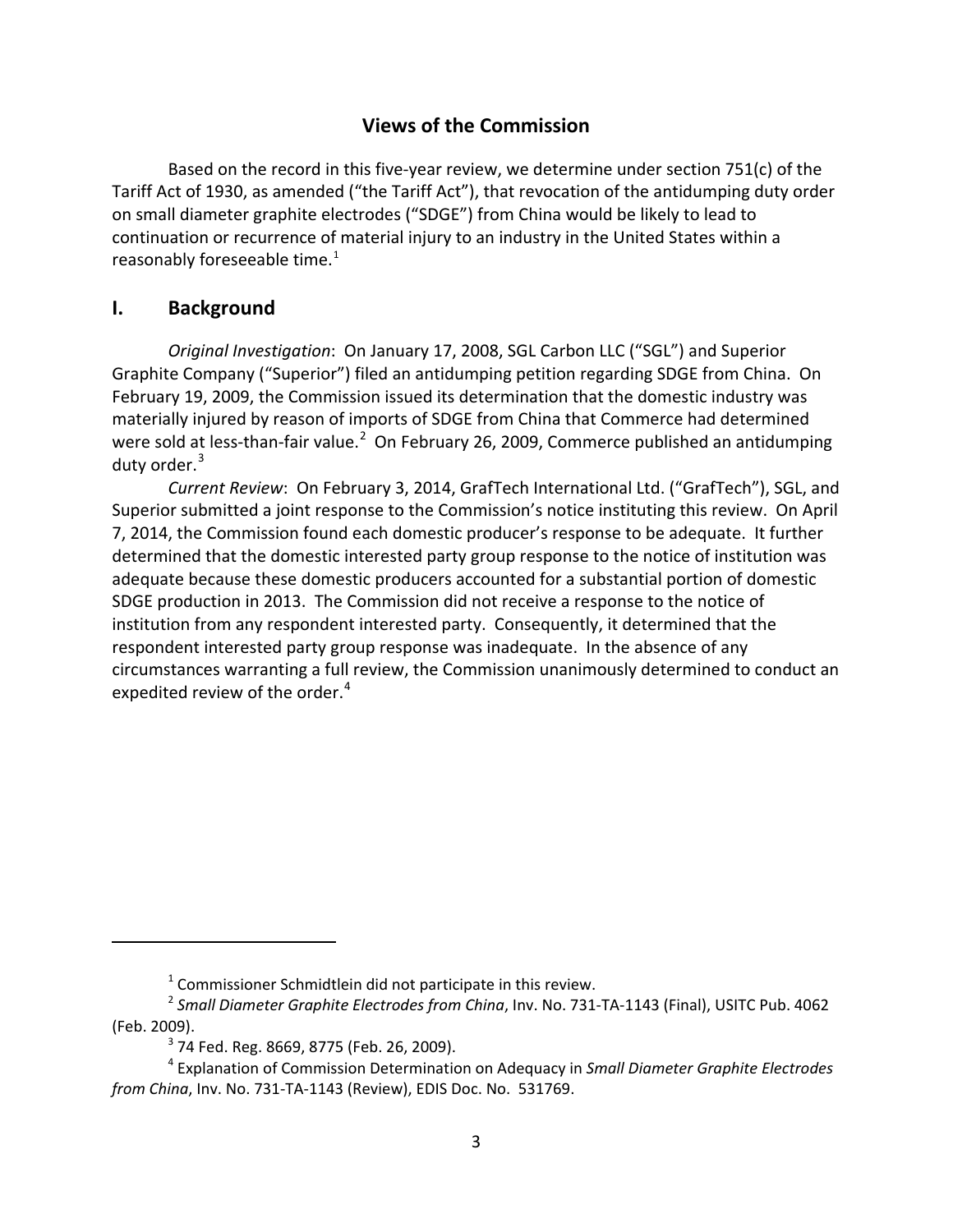## Views of the Commission

Based on the record in this five-year review, we determine under section 751(c) of the Tariff Act of 1930, as amended ("the Tariff Act"), that revocation of the antidumping duty order on small diameter graphite electrodes ("SDGE") from China would be likely to lead to continuation or recurrence of material injury to an industry in the United States within a reasonably foreseeable time.[1]

## I. Background

*Original Investigation*: On January 17, 2008, SGL Carbon LLC ("SGL") and Superior Graphite Company ("Superior") filed an antidumping petition regarding SDGE from China. On February 19, 2009, the Commission issued its determination that the domestic industry was materially injured by reason of imports of SDGE from China that Commerce had determined were sold at less-than-fair value.[2] On February 26, 2009, Commerce published an antidumping duty order.[3]

*Current Review*: On February 3, 2014, GrafTech International Ltd. ("GrafTech"), SGL, and Superior submitted a joint response to the Commission's notice instituting this review. On April 7, 2014, the Commission found each domestic producer's response to be adequate. It further determined that the domestic interested party group response to the notice of institution was adequate because these domestic producers accounted for a substantial portion of domestic SDGE production in 2013. The Commission did not receive a response to the notice of institution from any respondent interested party. Consequently, it determined that the respondent interested party group response was inadequate. In the absence of any circumstances warranting a full review, the Commission unanimously determined to conduct an expedited review of the order.[4]

---

[1] Commissioner Schmidtlein did not participate in this review.

[2] *Small Diameter Graphite Electrodes from China*, Inv. No. 731-TA-1143 (Final), USITC Pub. 4062 (Feb. 2009).

[3] 74 Fed. Reg. 8669, 8775 (Feb. 26, 2009).

[4] Explanation of Commission Determination on Adequacy in *Small Diameter Graphite Electrodes from China*, Inv. No. 731-TA-1143 (Review), EDIS Doc. No. 531769.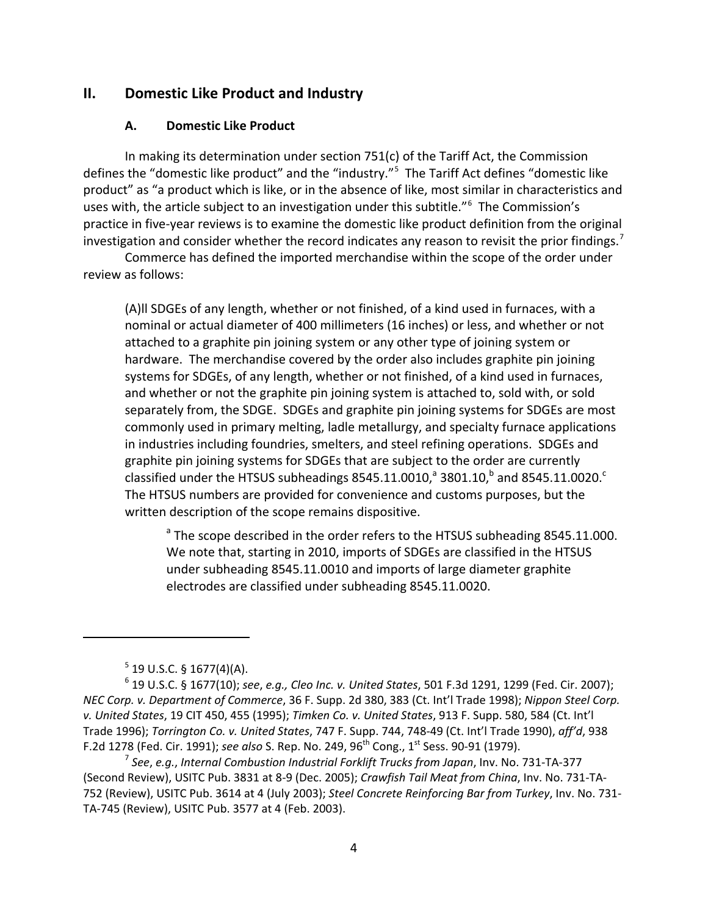## II. Domestic Like Product and Industry

### A. Domestic Like Product

In making its determination under section 751(c) of the Tariff Act, the Commission defines the "domestic like product" and the "industry."[5] The Tariff Act defines "domestic like product" as "a product which is like, or in the absence of like, most similar in characteristics and uses with, the article subject to an investigation under this subtitle."[6] The Commission's practice in five-year reviews is to examine the domestic like product definition from the original investigation and consider whether the record indicates any reason to revisit the prior findings.[7]

Commerce has defined the imported merchandise within the scope of the order under review as follows:

> (A)ll SDGEs of any length, whether or not finished, of a kind used in furnaces, with a nominal or actual diameter of 400 millimeters (16 inches) or less, and whether or not attached to a graphite pin joining system or any other type of joining system or hardware. The merchandise covered by the order also includes graphite pin joining systems for SDGEs, of any length, whether or not finished, of a kind used in furnaces, and whether or not the graphite pin joining system is attached to, sold with, or sold separately from, the SDGE. SDGEs and graphite pin joining systems for SDGEs are most commonly used in primary melting, ladle metallurgy, and specialty furnace applications in industries including foundries, smelters, and steel refining operations. SDGEs and graphite pin joining systems for SDGEs that are subject to the order are currently classified under the HTSUS subheadings 8545.11.0010,[a] 3801.10,[b] and 8545.11.0020.[c] The HTSUS numbers are provided for convenience and customs purposes, but the written description of the scope remains dispositive.
>
> [a] The scope described in the order refers to the HTSUS subheading 8545.11.000. We note that, starting in 2010, imports of SDGEs are classified in the HTSUS under subheading 8545.11.0010 and imports of large diameter graphite electrodes are classified under subheading 8545.11.0020.

---

[5] 19 U.S.C. § 1677(4)(A).

[6] 19 U.S.C. § 1677(10); *see*, *e.g., Cleo Inc. v. United States*, 501 F.3d 1291, 1299 (Fed. Cir. 2007); *NEC Corp. v. Department of Commerce*, 36 F. Supp. 2d 380, 383 (Ct. Int'l Trade 1998); *Nippon Steel Corp. v. United States*, 19 CIT 450, 455 (1995); *Timken Co. v. United States*, 913 F. Supp. 580, 584 (Ct. Int'l Trade 1996); *Torrington Co. v. United States*, 747 F. Supp. 744, 748-49 (Ct. Int'l Trade 1990), *aff'd*, 938 F.2d 1278 (Fed. Cir. 1991); *see also* S. Rep. No. 249, 96th Cong., 1st Sess. 90-91 (1979).

[7] *See*, *e.g.*, *Internal Combustion Industrial Forklift Trucks from Japan*, Inv. No. 731-TA-377 (Second Review), USITC Pub. 3831 at 8-9 (Dec. 2005); *Crawfish Tail Meat from China*, Inv. No. 731-TA-752 (Review), USITC Pub. 3614 at 4 (July 2003); *Steel Concrete Reinforcing Bar from Turkey*, Inv. No. 731-TA-745 (Review), USITC Pub. 3577 at 4 (Feb. 2003).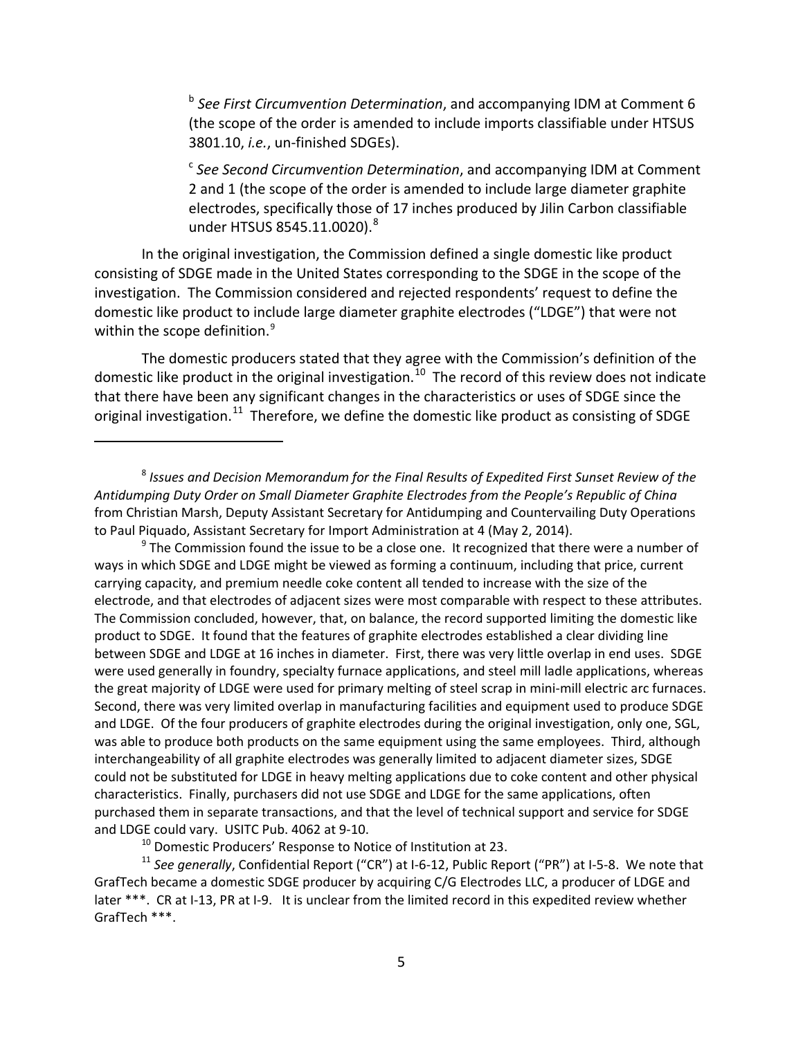[b] *See First Circumvention Determination*, and accompanying IDM at Comment 6 (the scope of the order is amended to include imports classifiable under HTSUS 3801.10, *i.e.*, un-finished SDGEs).

[c] *See Second Circumvention Determination*, and accompanying IDM at Comment 2 and 1 (the scope of the order is amended to include large diameter graphite electrodes, specifically those of 17 inches produced by Jilin Carbon classifiable under HTSUS 8545.11.0020).[8]

In the original investigation, the Commission defined a single domestic like product consisting of SDGE made in the United States corresponding to the SDGE in the scope of the investigation. The Commission considered and rejected respondents' request to define the domestic like product to include large diameter graphite electrodes ("LDGE") that were not within the scope definition.[9]

The domestic producers stated that they agree with the Commission's definition of the domestic like product in the original investigation.[10] The record of this review does not indicate that there have been any significant changes in the characteristics or uses of SDGE since the original investigation.[11] Therefore, we define the domestic like product as consisting of SDGE

---

[8] *Issues and Decision Memorandum for the Final Results of Expedited First Sunset Review of the Antidumping Duty Order on Small Diameter Graphite Electrodes from the People's Republic of China* from Christian Marsh, Deputy Assistant Secretary for Antidumping and Countervailing Duty Operations to Paul Piquado, Assistant Secretary for Import Administration at 4 (May 2, 2014).

[9] The Commission found the issue to be a close one. It recognized that there were a number of ways in which SDGE and LDGE might be viewed as forming a continuum, including that price, current carrying capacity, and premium needle coke content all tended to increase with the size of the electrode, and that electrodes of adjacent sizes were most comparable with respect to these attributes. The Commission concluded, however, that, on balance, the record supported limiting the domestic like product to SDGE. It found that the features of graphite electrodes established a clear dividing line between SDGE and LDGE at 16 inches in diameter. First, there was very little overlap in end uses. SDGE were used generally in foundry, specialty furnace applications, and steel mill ladle applications, whereas the great majority of LDGE were used for primary melting of steel scrap in mini-mill electric arc furnaces. Second, there was very limited overlap in manufacturing facilities and equipment used to produce SDGE and LDGE. Of the four producers of graphite electrodes during the original investigation, only one, SGL, was able to produce both products on the same equipment using the same employees. Third, although interchangeability of all graphite electrodes was generally limited to adjacent diameter sizes, SDGE could not be substituted for LDGE in heavy melting applications due to coke content and other physical characteristics. Finally, purchasers did not use SDGE and LDGE for the same applications, often purchased them in separate transactions, and that the level of technical support and service for SDGE and LDGE could vary. USITC Pub. 4062 at 9-10.

[10] Domestic Producers' Response to Notice of Institution at 23.

[11] *See generally*, Confidential Report ("CR") at I-6-12, Public Report ("PR") at I-5-8. We note that GrafTech became a domestic SDGE producer by acquiring C/G Electrodes LLC, a producer of LDGE and later ***. CR at I-13, PR at I-9. It is unclear from the limited record in this expedited review whether GrafTech ***.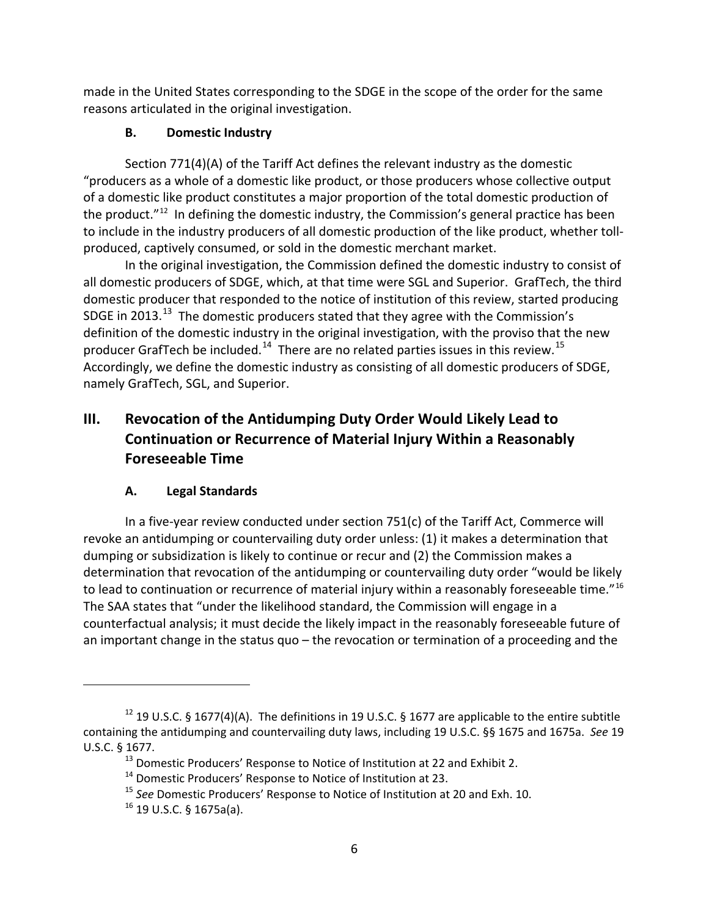made in the United States corresponding to the SDGE in the scope of the order for the same reasons articulated in the original investigation.

### B. Domestic Industry

Section 771(4)(A) of the Tariff Act defines the relevant industry as the domestic "producers as a whole of a domestic like product, or those producers whose collective output of a domestic like product constitutes a major proportion of the total domestic production of the product."[12] In defining the domestic industry, the Commission's general practice has been to include in the industry producers of all domestic production of the like product, whether toll-produced, captively consumed, or sold in the domestic merchant market.

In the original investigation, the Commission defined the domestic industry to consist of all domestic producers of SDGE, which, at that time were SGL and Superior. GrafTech, the third domestic producer that responded to the notice of institution of this review, started producing SDGE in 2013.[13] The domestic producers stated that they agree with the Commission's definition of the domestic industry in the original investigation, with the proviso that the new producer GrafTech be included.[14] There are no related parties issues in this review.[15] Accordingly, we define the domestic industry as consisting of all domestic producers of SDGE, namely GrafTech, SGL, and Superior.

## III. Revocation of the Antidumping Duty Order Would Likely Lead to Continuation or Recurrence of Material Injury Within a Reasonably Foreseeable Time

### A. Legal Standards

In a five-year review conducted under section 751(c) of the Tariff Act, Commerce will revoke an antidumping or countervailing duty order unless: (1) it makes a determination that dumping or subsidization is likely to continue or recur and (2) the Commission makes a determination that revocation of the antidumping or countervailing duty order "would be likely to lead to continuation or recurrence of material injury within a reasonably foreseeable time."[16] The SAA states that "under the likelihood standard, the Commission will engage in a counterfactual analysis; it must decide the likely impact in the reasonably foreseeable future of an important change in the status quo – the revocation or termination of a proceeding and the

---

[12] 19 U.S.C. § 1677(4)(A). The definitions in 19 U.S.C. § 1677 are applicable to the entire subtitle containing the antidumping and countervailing duty laws, including 19 U.S.C. §§ 1675 and 1675a. *See* 19 U.S.C. § 1677.

[13] Domestic Producers' Response to Notice of Institution at 22 and Exhibit 2.

[14] Domestic Producers' Response to Notice of Institution at 23.

[15] *See* Domestic Producers' Response to Notice of Institution at 20 and Exh. 10.

[16] 19 U.S.C. § 1675a(a).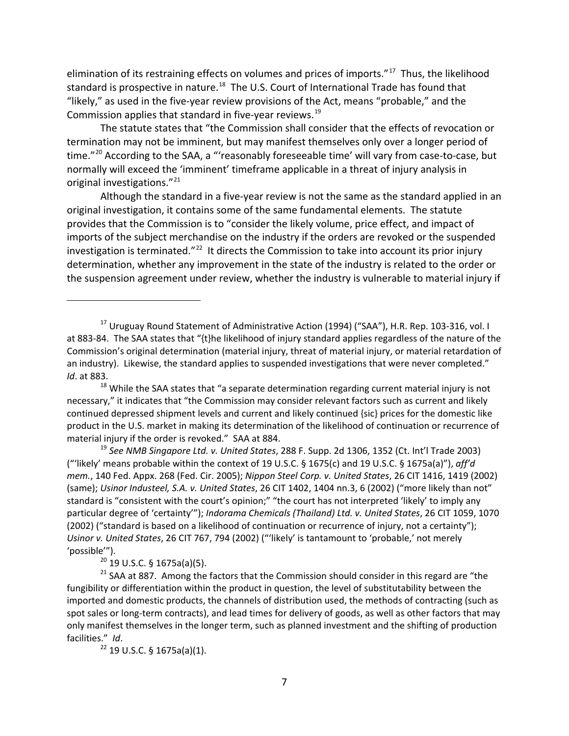elimination of its restraining effects on volumes and prices of imports."[17] Thus, the likelihood standard is prospective in nature.[18] The U.S. Court of International Trade has found that "likely," as used in the five-year review provisions of the Act, means "probable," and the Commission applies that standard in five-year reviews.[19]

The statute states that "the Commission shall consider that the effects of revocation or termination may not be imminent, but may manifest themselves only over a longer period of time."[20] According to the SAA, a "'reasonably foreseeable time' will vary from case-to-case, but normally will exceed the 'imminent' timeframe applicable in a threat of injury analysis in original investigations."[21]

Although the standard in a five-year review is not the same as the standard applied in an original investigation, it contains some of the same fundamental elements. The statute provides that the Commission is to "consider the likely volume, price effect, and impact of imports of the subject merchandise on the industry if the orders are revoked or the suspended investigation is terminated."[22] It directs the Commission to take into account its prior injury determination, whether any improvement in the state of the industry is related to the order or the suspension agreement under review, whether the industry is vulnerable to material injury if

---

[17] Uruguay Round Statement of Administrative Action (1994) ("SAA"), H.R. Rep. 103-316, vol. I at 883-84. The SAA states that "{t}he likelihood of injury standard applies regardless of the nature of the Commission's original determination (material injury, threat of material injury, or material retardation of an industry). Likewise, the standard applies to suspended investigations that were never completed." *Id*. at 883.

[18] While the SAA states that "a separate determination regarding current material injury is not necessary," it indicates that "the Commission may consider relevant factors such as current and likely continued depressed shipment levels and current and likely continued {sic} prices for the domestic like product in the U.S. market in making its determination of the likelihood of continuation or recurrence of material injury if the order is revoked." SAA at 884.

[19] *See NMB Singapore Ltd. v. United States*, 288 F. Supp. 2d 1306, 1352 (Ct. Int'l Trade 2003) ("'likely' means probable within the context of 19 U.S.C. § 1675(c) and 19 U.S.C. § 1675a(a)"), *aff'd mem.*, 140 Fed. Appx. 268 (Fed. Cir. 2005); *Nippon Steel Corp. v. United States*, 26 CIT 1416, 1419 (2002) (same); *Usinor Industeel, S.A. v. United States*, 26 CIT 1402, 1404 nn.3, 6 (2002) ("more likely than not" standard is "consistent with the court's opinion;" "the court has not interpreted 'likely' to imply any particular degree of 'certainty'"); *Indorama Chemicals (Thailand) Ltd. v. United States*, 26 CIT 1059, 1070 (2002) ("standard is based on a likelihood of continuation or recurrence of injury, not a certainty"); *Usinor v. United States*, 26 CIT 767, 794 (2002) ("'likely' is tantamount to 'probable,' not merely 'possible'").

[20] 19 U.S.C. § 1675a(a)(5).

[21] SAA at 887. Among the factors that the Commission should consider in this regard are "the fungibility or differentiation within the product in question, the level of substitutability between the imported and domestic products, the channels of distribution used, the methods of contracting (such as spot sales or long-term contracts), and lead times for delivery of goods, as well as other factors that may only manifest themselves in the longer term, such as planned investment and the shifting of production facilities." *Id*.

[22] 19 U.S.C. § 1675a(a)(1).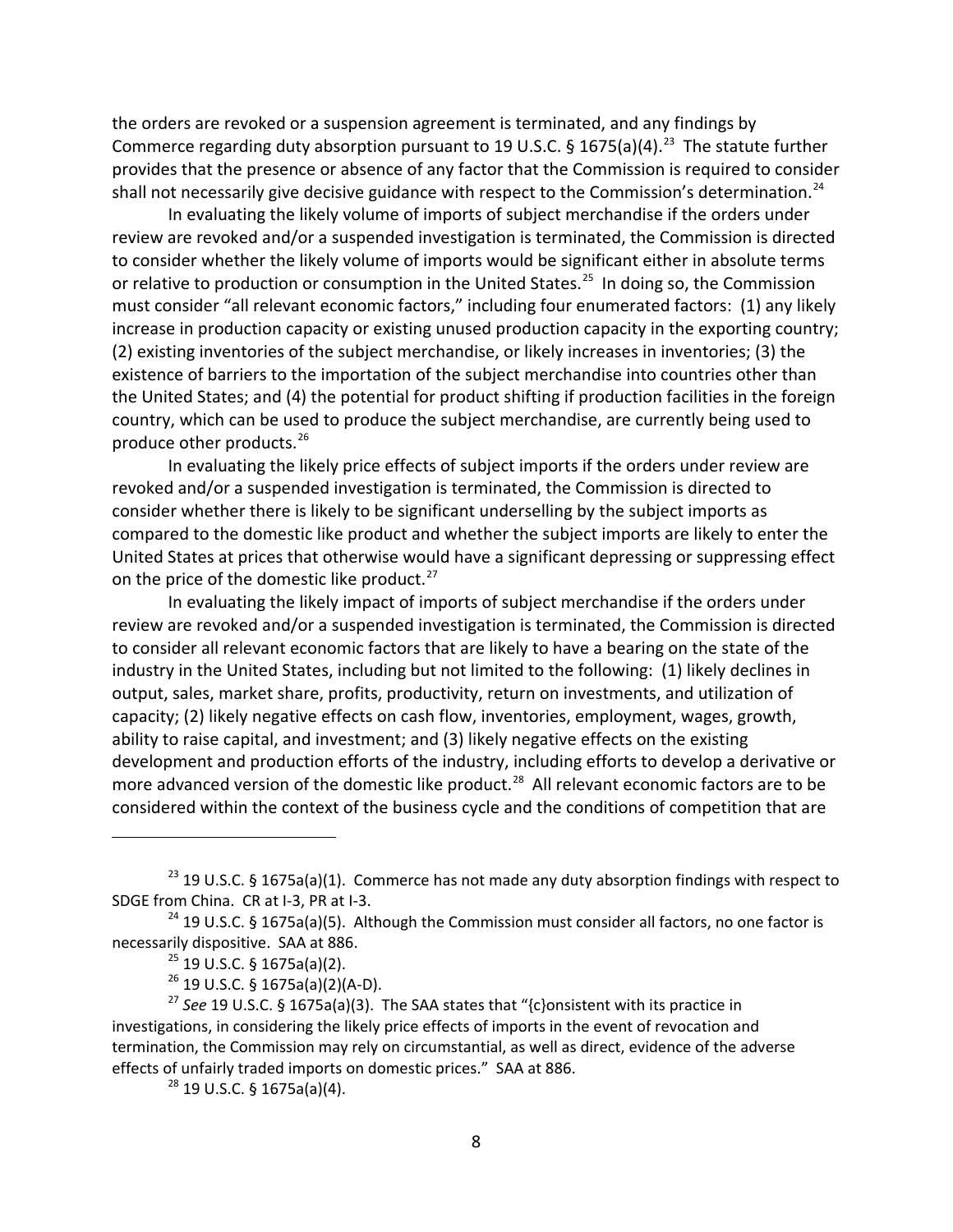the orders are revoked or a suspension agreement is terminated, and any findings by Commerce regarding duty absorption pursuant to 19 U.S.C. § 1675(a)(4).[23] The statute further provides that the presence or absence of any factor that the Commission is required to consider shall not necessarily give decisive guidance with respect to the Commission's determination.[24]

In evaluating the likely volume of imports of subject merchandise if the orders under review are revoked and/or a suspended investigation is terminated, the Commission is directed to consider whether the likely volume of imports would be significant either in absolute terms or relative to production or consumption in the United States.[25] In doing so, the Commission must consider "all relevant economic factors," including four enumerated factors: (1) any likely increase in production capacity or existing unused production capacity in the exporting country; (2) existing inventories of the subject merchandise, or likely increases in inventories; (3) the existence of barriers to the importation of the subject merchandise into countries other than the United States; and (4) the potential for product shifting if production facilities in the foreign country, which can be used to produce the subject merchandise, are currently being used to produce other products.[26]

In evaluating the likely price effects of subject imports if the orders under review are revoked and/or a suspended investigation is terminated, the Commission is directed to consider whether there is likely to be significant underselling by the subject imports as compared to the domestic like product and whether the subject imports are likely to enter the United States at prices that otherwise would have a significant depressing or suppressing effect on the price of the domestic like product.[27]

In evaluating the likely impact of imports of subject merchandise if the orders under review are revoked and/or a suspended investigation is terminated, the Commission is directed to consider all relevant economic factors that are likely to have a bearing on the state of the industry in the United States, including but not limited to the following: (1) likely declines in output, sales, market share, profits, productivity, return on investments, and utilization of capacity; (2) likely negative effects on cash flow, inventories, employment, wages, growth, ability to raise capital, and investment; and (3) likely negative effects on the existing development and production efforts of the industry, including efforts to develop a derivative or more advanced version of the domestic like product.[28] All relevant economic factors are to be considered within the context of the business cycle and the conditions of competition that are

---

[23] 19 U.S.C. § 1675a(a)(1). Commerce has not made any duty absorption findings with respect to SDGE from China. CR at I-3, PR at I-3.

[24] 19 U.S.C. § 1675a(a)(5). Although the Commission must consider all factors, no one factor is necessarily dispositive. SAA at 886.

[25] 19 U.S.C. § 1675a(a)(2).

[26] 19 U.S.C. § 1675a(a)(2)(A-D).

[27] *See* 19 U.S.C. § 1675a(a)(3). The SAA states that "{c}onsistent with its practice in investigations, in considering the likely price effects of imports in the event of revocation and termination, the Commission may rely on circumstantial, as well as direct, evidence of the adverse effects of unfairly traded imports on domestic prices." SAA at 886.

[28] 19 U.S.C. § 1675a(a)(4).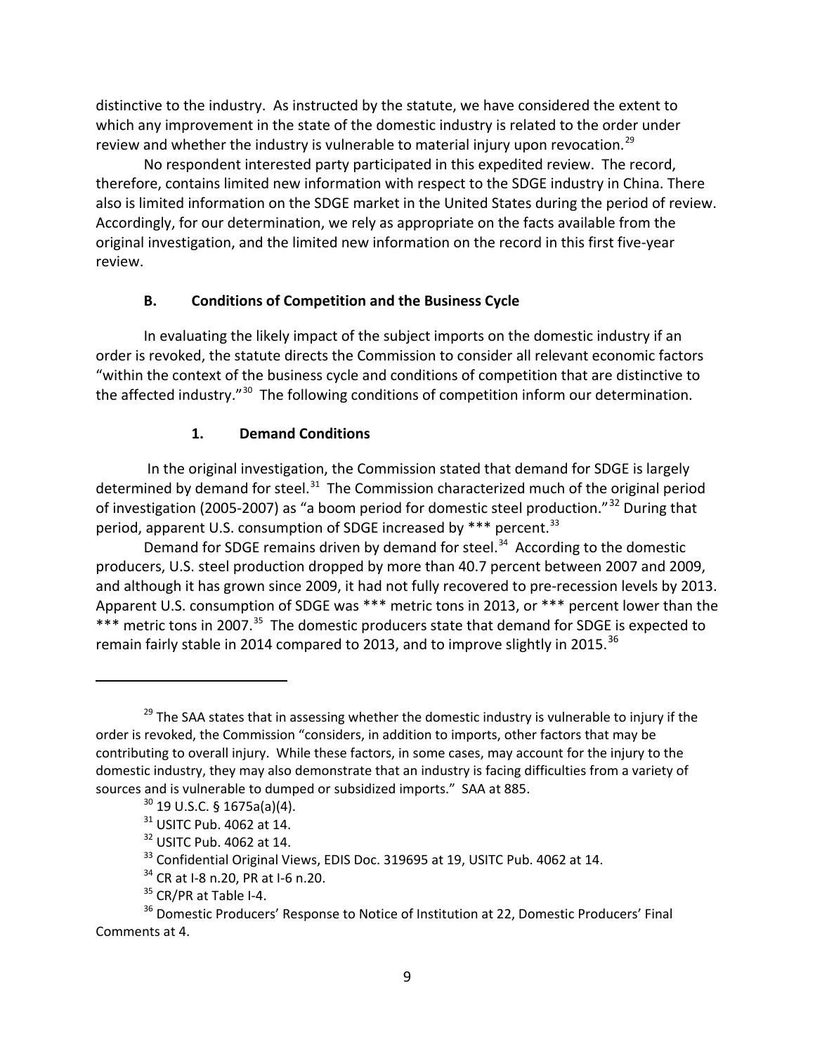distinctive to the industry. As instructed by the statute, we have considered the extent to which any improvement in the state of the domestic industry is related to the order under review and whether the industry is vulnerable to material injury upon revocation.[29]

No respondent interested party participated in this expedited review. The record, therefore, contains limited new information with respect to the SDGE industry in China. There also is limited information on the SDGE market in the United States during the period of review. Accordingly, for our determination, we rely as appropriate on the facts available from the original investigation, and the limited new information on the record in this first five-year review.

### B. Conditions of Competition and the Business Cycle

In evaluating the likely impact of the subject imports on the domestic industry if an order is revoked, the statute directs the Commission to consider all relevant economic factors "within the context of the business cycle and conditions of competition that are distinctive to the affected industry."[30] The following conditions of competition inform our determination.

#### 1. Demand Conditions

In the original investigation, the Commission stated that demand for SDGE is largely determined by demand for steel.[31] The Commission characterized much of the original period of investigation (2005-2007) as "a boom period for domestic steel production."[32] During that period, apparent U.S. consumption of SDGE increased by *** percent.[33]

Demand for SDGE remains driven by demand for steel.[34] According to the domestic producers, U.S. steel production dropped by more than 40.7 percent between 2007 and 2009, and although it has grown since 2009, it had not fully recovered to pre-recession levels by 2013. Apparent U.S. consumption of SDGE was *** metric tons in 2013, or *** percent lower than the *** metric tons in 2007.[35] The domestic producers state that demand for SDGE is expected to remain fairly stable in 2014 compared to 2013, and to improve slightly in 2015.[36]

---

[29] The SAA states that in assessing whether the domestic industry is vulnerable to injury if the order is revoked, the Commission "considers, in addition to imports, other factors that may be contributing to overall injury. While these factors, in some cases, may account for the injury to the domestic industry, they may also demonstrate that an industry is facing difficulties from a variety of sources and is vulnerable to dumped or subsidized imports." SAA at 885.

[30] 19 U.S.C. § 1675a(a)(4).

[31] USITC Pub. 4062 at 14.

[32] USITC Pub. 4062 at 14.

[33] Confidential Original Views, EDIS Doc. 319695 at 19, USITC Pub. 4062 at 14.

[34] CR at I-8 n.20, PR at I-6 n.20.

[35] CR/PR at Table I-4.

[36] Domestic Producers' Response to Notice of Institution at 22, Domestic Producers' Final Comments at 4.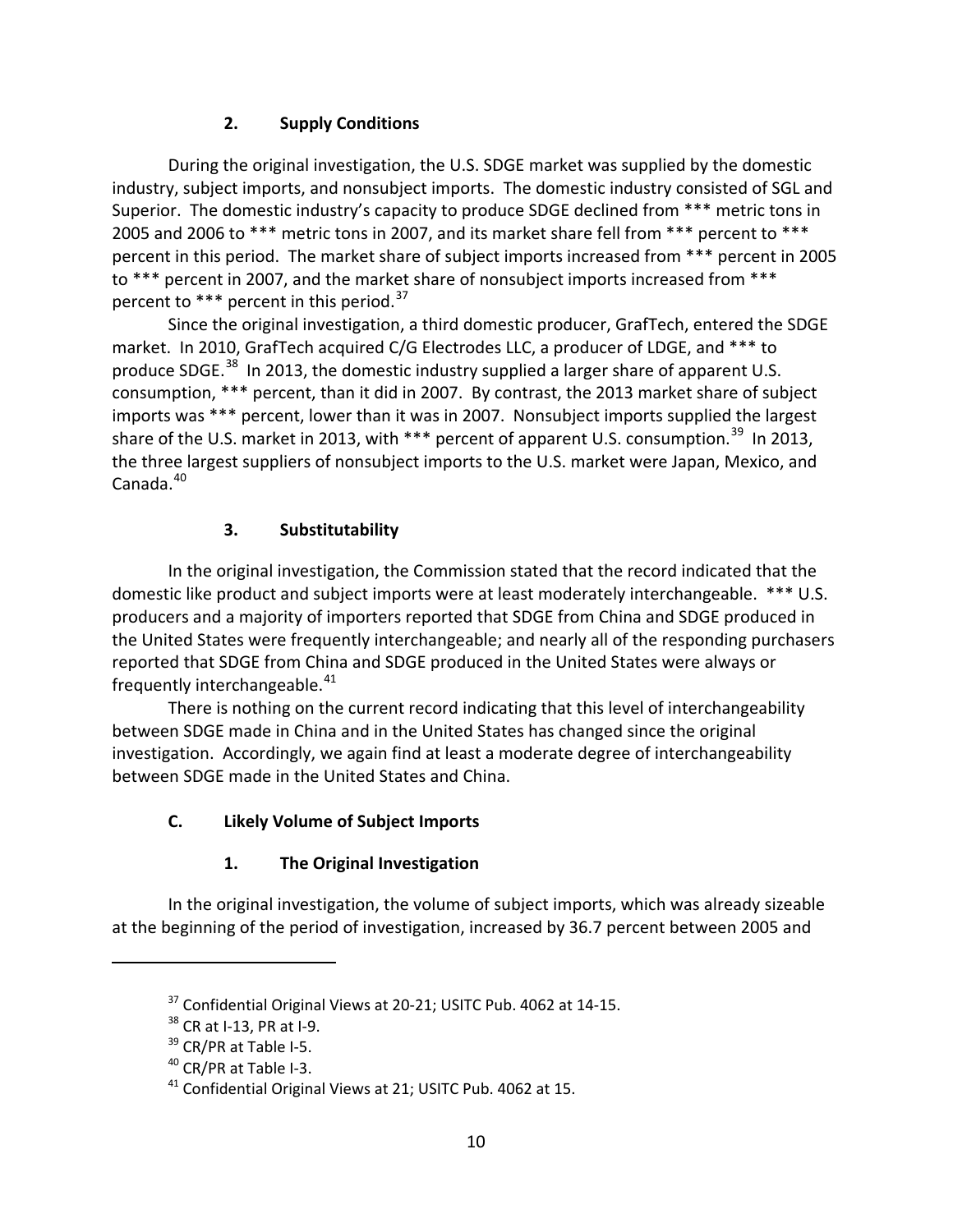### 2. Supply Conditions

During the original investigation, the U.S. SDGE market was supplied by the domestic industry, subject imports, and nonsubject imports. The domestic industry consisted of SGL and Superior. The domestic industry's capacity to produce SDGE declined from *** metric tons in 2005 and 2006 to *** metric tons in 2007, and its market share fell from *** percent to *** percent in this period. The market share of subject imports increased from *** percent in 2005 to *** percent in 2007, and the market share of nonsubject imports increased from *** percent to *** percent in this period.[37]

Since the original investigation, a third domestic producer, GrafTech, entered the SDGE market. In 2010, GrafTech acquired C/G Electrodes LLC, a producer of LDGE, and *** to produce SDGE.[38] In 2013, the domestic industry supplied a larger share of apparent U.S. consumption, *** percent, than it did in 2007. By contrast, the 2013 market share of subject imports was *** percent, lower than it was in 2007. Nonsubject imports supplied the largest share of the U.S. market in 2013, with *** percent of apparent U.S. consumption.[39] In 2013, the three largest suppliers of nonsubject imports to the U.S. market were Japan, Mexico, and Canada.[40]

### 3. Substitutability

In the original investigation, the Commission stated that the record indicated that the domestic like product and subject imports were at least moderately interchangeable. *** U.S. producers and a majority of importers reported that SDGE from China and SDGE produced in the United States were frequently interchangeable; and nearly all of the responding purchasers reported that SDGE from China and SDGE produced in the United States were always or frequently interchangeable.[41]

There is nothing on the current record indicating that this level of interchangeability between SDGE made in China and in the United States has changed since the original investigation. Accordingly, we again find at least a moderate degree of interchangeability between SDGE made in the United States and China.

## C. Likely Volume of Subject Imports

### 1. The Original Investigation

In the original investigation, the volume of subject imports, which was already sizeable at the beginning of the period of investigation, increased by 36.7 percent between 2005 and

---

[37] Confidential Original Views at 20-21; USITC Pub. 4062 at 14-15.

[38] CR at I-13, PR at I-9.

[39] CR/PR at Table I-5.

[40] CR/PR at Table I-3.

[41] Confidential Original Views at 21; USITC Pub. 4062 at 15.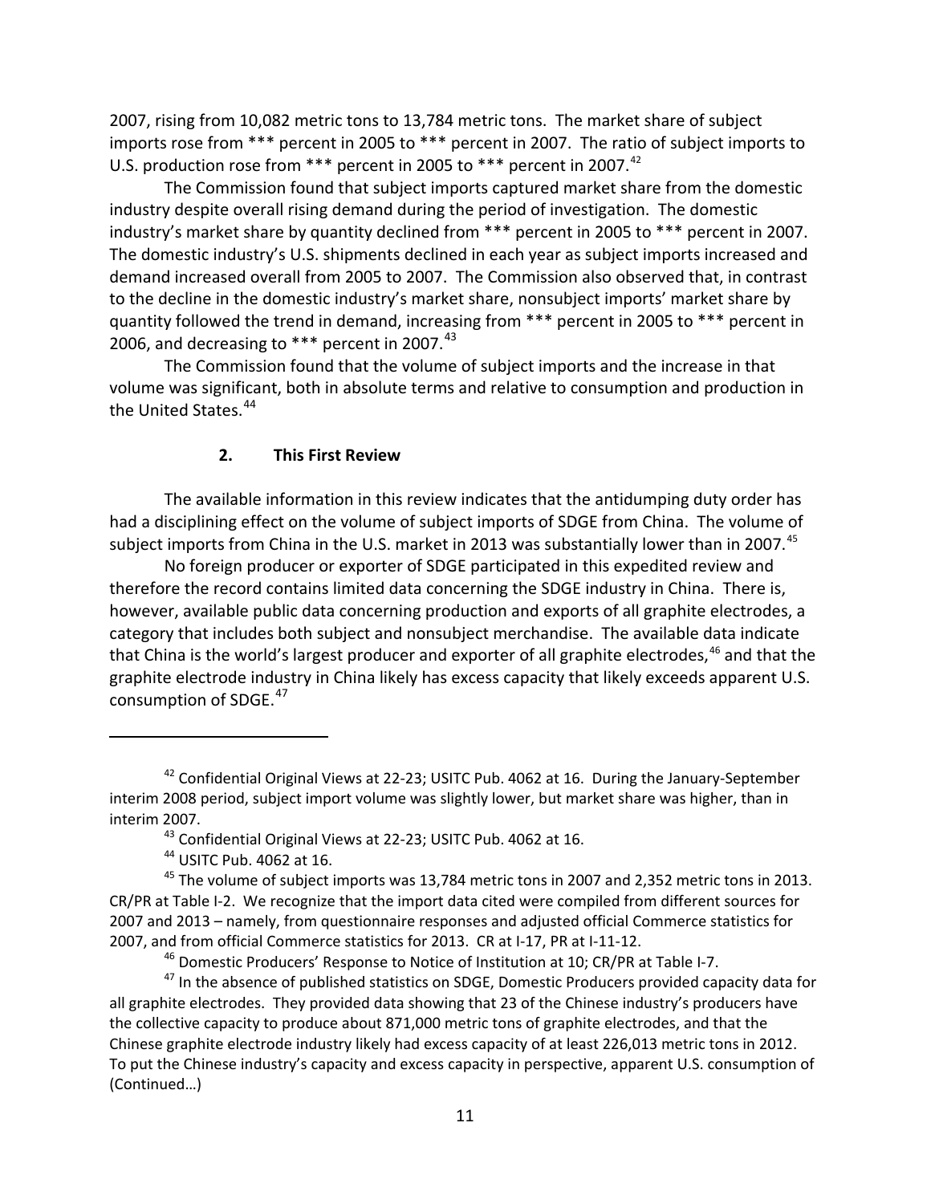2007, rising from 10,082 metric tons to 13,784 metric tons. The market share of subject imports rose from *** percent in 2005 to *** percent in 2007. The ratio of subject imports to U.S. production rose from *** percent in 2005 to *** percent in 2007.[42]

The Commission found that subject imports captured market share from the domestic industry despite overall rising demand during the period of investigation. The domestic industry's market share by quantity declined from *** percent in 2005 to *** percent in 2007. The domestic industry's U.S. shipments declined in each year as subject imports increased and demand increased overall from 2005 to 2007. The Commission also observed that, in contrast to the decline in the domestic industry's market share, nonsubject imports' market share by quantity followed the trend in demand, increasing from *** percent in 2005 to *** percent in 2006, and decreasing to *** percent in 2007.[43]

The Commission found that the volume of subject imports and the increase in that volume was significant, both in absolute terms and relative to consumption and production in the United States.[44]

### 2. This First Review

The available information in this review indicates that the antidumping duty order has had a disciplining effect on the volume of subject imports of SDGE from China. The volume of subject imports from China in the U.S. market in 2013 was substantially lower than in 2007.[45]

No foreign producer or exporter of SDGE participated in this expedited review and therefore the record contains limited data concerning the SDGE industry in China. There is, however, available public data concerning production and exports of all graphite electrodes, a category that includes both subject and nonsubject merchandise. The available data indicate that China is the world's largest producer and exporter of all graphite electrodes,[46] and that the graphite electrode industry in China likely has excess capacity that likely exceeds apparent U.S. consumption of SDGE.[47]

---

[42] Confidential Original Views at 22-23; USITC Pub. 4062 at 16. During the January-September interim 2008 period, subject import volume was slightly lower, but market share was higher, than in interim 2007.

[43] Confidential Original Views at 22-23; USITC Pub. 4062 at 16.

[44] USITC Pub. 4062 at 16.

[45] The volume of subject imports was 13,784 metric tons in 2007 and 2,352 metric tons in 2013. CR/PR at Table I-2. We recognize that the import data cited were compiled from different sources for 2007 and 2013 – namely, from questionnaire responses and adjusted official Commerce statistics for 2007, and from official Commerce statistics for 2013. CR at I-17, PR at I-11-12.

[46] Domestic Producers' Response to Notice of Institution at 10; CR/PR at Table I-7.

[47] In the absence of published statistics on SDGE, Domestic Producers provided capacity data for all graphite electrodes. They provided data showing that 23 of the Chinese industry's producers have the collective capacity to produce about 871,000 metric tons of graphite electrodes, and that the Chinese graphite electrode industry likely had excess capacity of at least 226,013 metric tons in 2012. To put the Chinese industry's capacity and excess capacity in perspective, apparent U.S. consumption of (Continued…)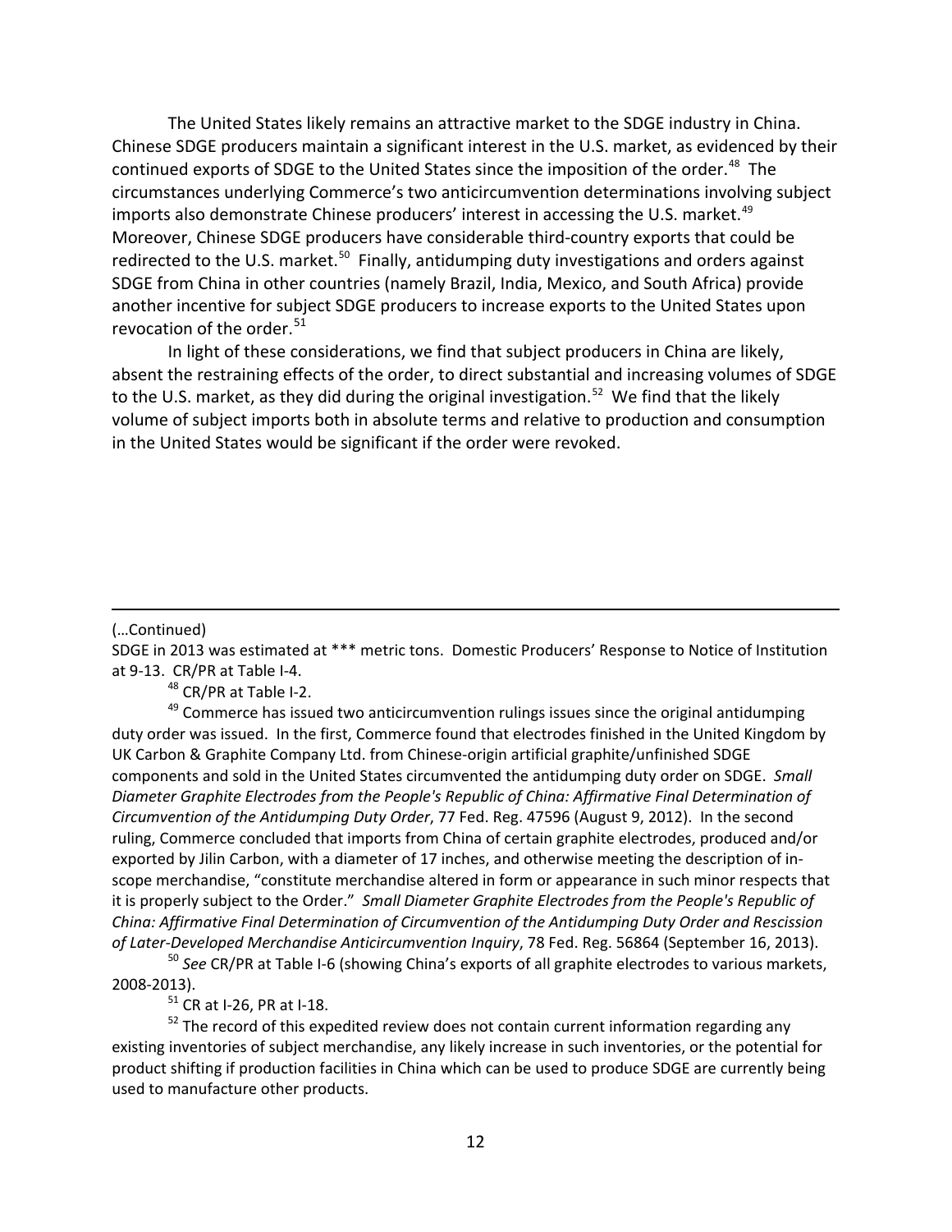The United States likely remains an attractive market to the SDGE industry in China. Chinese SDGE producers maintain a significant interest in the U.S. market, as evidenced by their continued exports of SDGE to the United States since the imposition of the order.[48] The circumstances underlying Commerce's two anticircumvention determinations involving subject imports also demonstrate Chinese producers' interest in accessing the U.S. market.[49] Moreover, Chinese SDGE producers have considerable third-country exports that could be redirected to the U.S. market.[50] Finally, antidumping duty investigations and orders against SDGE from China in other countries (namely Brazil, India, Mexico, and South Africa) provide another incentive for subject SDGE producers to increase exports to the United States upon revocation of the order.[51]

In light of these considerations, we find that subject producers in China are likely, absent the restraining effects of the order, to direct substantial and increasing volumes of SDGE to the U.S. market, as they did during the original investigation.[52] We find that the likely volume of subject imports both in absolute terms and relative to production and consumption in the United States would be significant if the order were revoked.

---

(…Continued)

SDGE in 2013 was estimated at *** metric tons. Domestic Producers' Response to Notice of Institution at 9-13. CR/PR at Table I-4.

[48] CR/PR at Table I-2.

[49] Commerce has issued two anticircumvention rulings issues since the original antidumping duty order was issued. In the first, Commerce found that electrodes finished in the United Kingdom by UK Carbon & Graphite Company Ltd. from Chinese-origin artificial graphite/unfinished SDGE components and sold in the United States circumvented the antidumping duty order on SDGE. *Small Diameter Graphite Electrodes from the People's Republic of China: Affirmative Final Determination of Circumvention of the Antidumping Duty Order*, 77 Fed. Reg. 47596 (August 9, 2012). In the second ruling, Commerce concluded that imports from China of certain graphite electrodes, produced and/or exported by Jilin Carbon, with a diameter of 17 inches, and otherwise meeting the description of in-scope merchandise, "constitute merchandise altered in form or appearance in such minor respects that it is properly subject to the Order." *Small Diameter Graphite Electrodes from the People's Republic of China: Affirmative Final Determination of Circumvention of the Antidumping Duty Order and Rescission of Later-Developed Merchandise Anticircumvention Inquiry*, 78 Fed. Reg. 56864 (September 16, 2013).

[50] *See* CR/PR at Table I-6 (showing China's exports of all graphite electrodes to various markets, 2008-2013).

[51] CR at I-26, PR at I-18.

[52] The record of this expedited review does not contain current information regarding any existing inventories of subject merchandise, any likely increase in such inventories, or the potential for product shifting if production facilities in China which can be used to produce SDGE are currently being used to manufacture other products.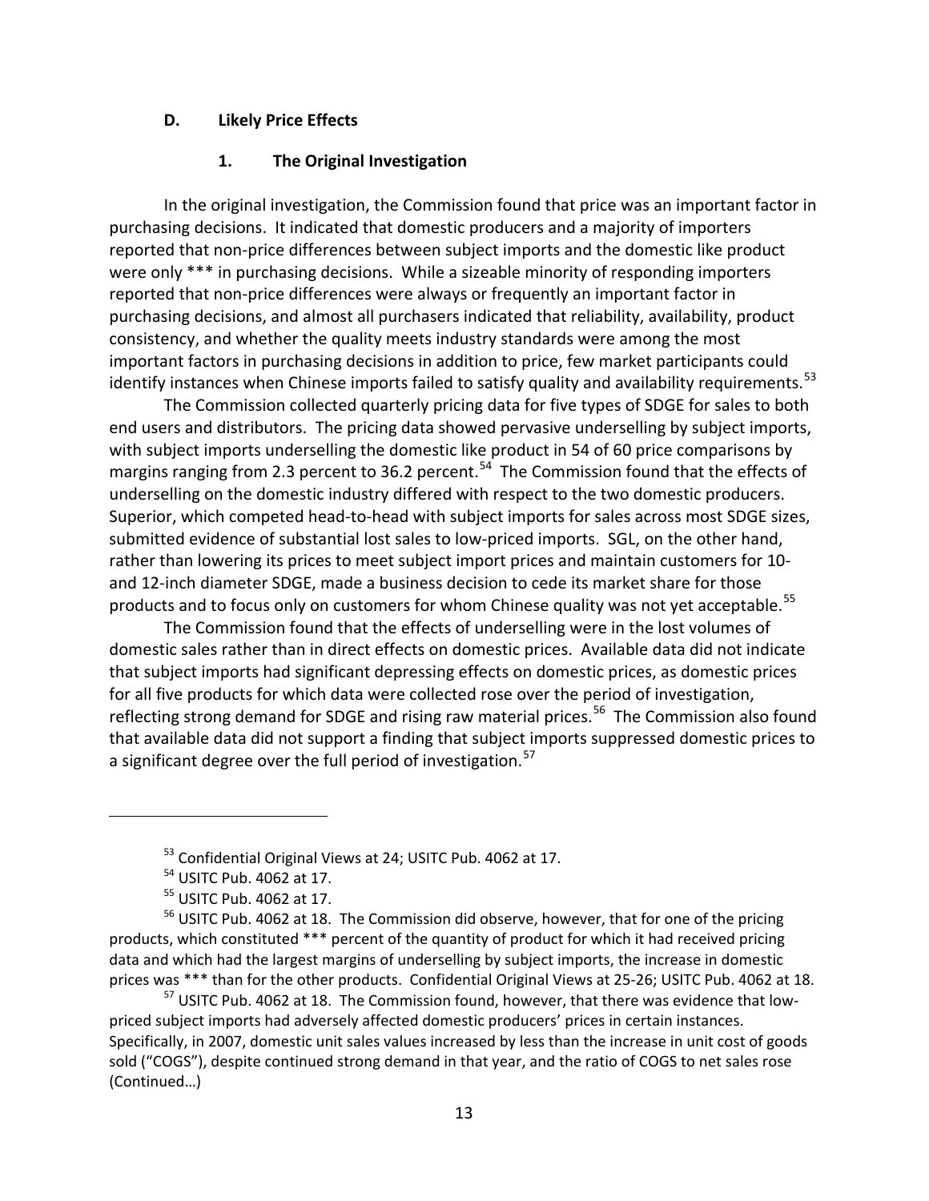### D. Likely Price Effects

#### 1. The Original Investigation

In the original investigation, the Commission found that price was an important factor in purchasing decisions. It indicated that domestic producers and a majority of importers reported that non-price differences between subject imports and the domestic like product were only *** in purchasing decisions. While a sizeable minority of responding importers reported that non-price differences were always or frequently an important factor in purchasing decisions, and almost all purchasers indicated that reliability, availability, product consistency, and whether the quality meets industry standards were among the most important factors in purchasing decisions in addition to price, few market participants could identify instances when Chinese imports failed to satisfy quality and availability requirements.[53]

The Commission collected quarterly pricing data for five types of SDGE for sales to both end users and distributors. The pricing data showed pervasive underselling by subject imports, with subject imports underselling the domestic like product in 54 of 60 price comparisons by margins ranging from 2.3 percent to 36.2 percent.[54] The Commission found that the effects of underselling on the domestic industry differed with respect to the two domestic producers. Superior, which competed head-to-head with subject imports for sales across most SDGE sizes, submitted evidence of substantial lost sales to low-priced imports. SGL, on the other hand, rather than lowering its prices to meet subject import prices and maintain customers for 10- and 12-inch diameter SDGE, made a business decision to cede its market share for those products and to focus only on customers for whom Chinese quality was not yet acceptable.[55]

The Commission found that the effects of underselling were in the lost volumes of domestic sales rather than in direct effects on domestic prices. Available data did not indicate that subject imports had significant depressing effects on domestic prices, as domestic prices for all five products for which data were collected rose over the period of investigation, reflecting strong demand for SDGE and rising raw material prices.[56] The Commission also found that available data did not support a finding that subject imports suppressed domestic prices to a significant degree over the full period of investigation.[57]

---

[53] Confidential Original Views at 24; USITC Pub. 4062 at 17.

[54] USITC Pub. 4062 at 17.

[55] USITC Pub. 4062 at 17.

[56] USITC Pub. 4062 at 18. The Commission did observe, however, that for one of the pricing products, which constituted *** percent of the quantity of product for which it had received pricing data and which had the largest margins of underselling by subject imports, the increase in domestic prices was *** than for the other products. Confidential Original Views at 25-26; USITC Pub. 4062 at 18.

[57] USITC Pub. 4062 at 18. The Commission found, however, that there was evidence that low-priced subject imports had adversely affected domestic producers' prices in certain instances. Specifically, in 2007, domestic unit sales values increased by less than the increase in unit cost of goods sold ("COGS"), despite continued strong demand in that year, and the ratio of COGS to net sales rose (Continued…)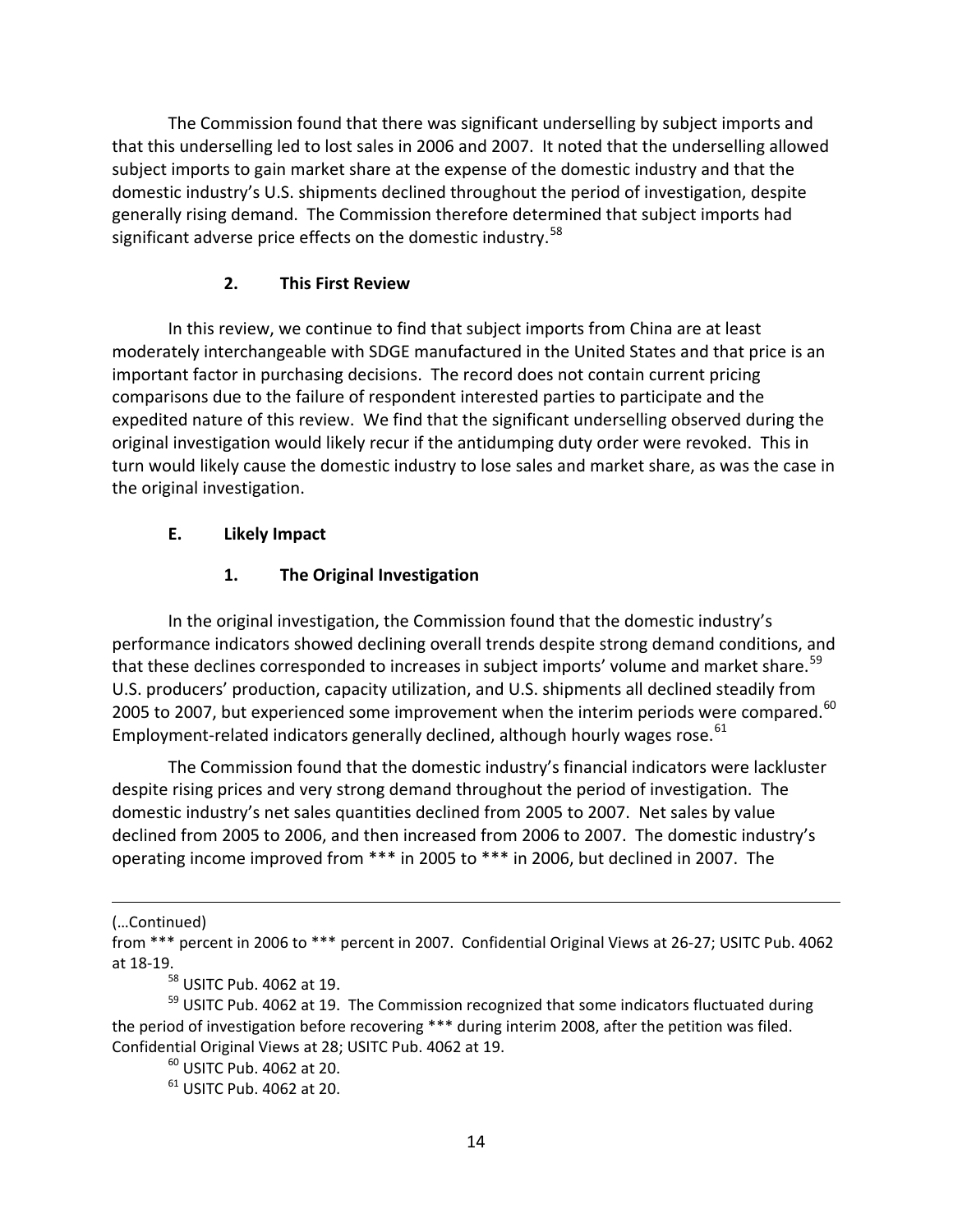The Commission found that there was significant underselling by subject imports and that this underselling led to lost sales in 2006 and 2007. It noted that the underselling allowed subject imports to gain market share at the expense of the domestic industry and that the domestic industry's U.S. shipments declined throughout the period of investigation, despite generally rising demand. The Commission therefore determined that subject imports had significant adverse price effects on the domestic industry.[58]

### 2. This First Review

In this review, we continue to find that subject imports from China are at least moderately interchangeable with SDGE manufactured in the United States and that price is an important factor in purchasing decisions. The record does not contain current pricing comparisons due to the failure of respondent interested parties to participate and the expedited nature of this review. We find that the significant underselling observed during the original investigation would likely recur if the antidumping duty order were revoked. This in turn would likely cause the domestic industry to lose sales and market share, as was the case in the original investigation.

## E. Likely Impact

### 1. The Original Investigation

In the original investigation, the Commission found that the domestic industry's performance indicators showed declining overall trends despite strong demand conditions, and that these declines corresponded to increases in subject imports' volume and market share.[59] U.S. producers' production, capacity utilization, and U.S. shipments all declined steadily from 2005 to 2007, but experienced some improvement when the interim periods were compared.[60] Employment-related indicators generally declined, although hourly wages rose.[61]

The Commission found that the domestic industry's financial indicators were lackluster despite rising prices and very strong demand throughout the period of investigation. The domestic industry's net sales quantities declined from 2005 to 2007. Net sales by value declined from 2005 to 2006, and then increased from 2006 to 2007. The domestic industry's operating income improved from *** in 2005 to *** in 2006, but declined in 2007. The

---

(…Continued)

from *** percent in 2006 to *** percent in 2007. Confidential Original Views at 26-27; USITC Pub. 4062 at 18-19.

[58] USITC Pub. 4062 at 19.

[59] USITC Pub. 4062 at 19. The Commission recognized that some indicators fluctuated during the period of investigation before recovering *** during interim 2008, after the petition was filed. Confidential Original Views at 28; USITC Pub. 4062 at 19.

[60] USITC Pub. 4062 at 20.

[61] USITC Pub. 4062 at 20.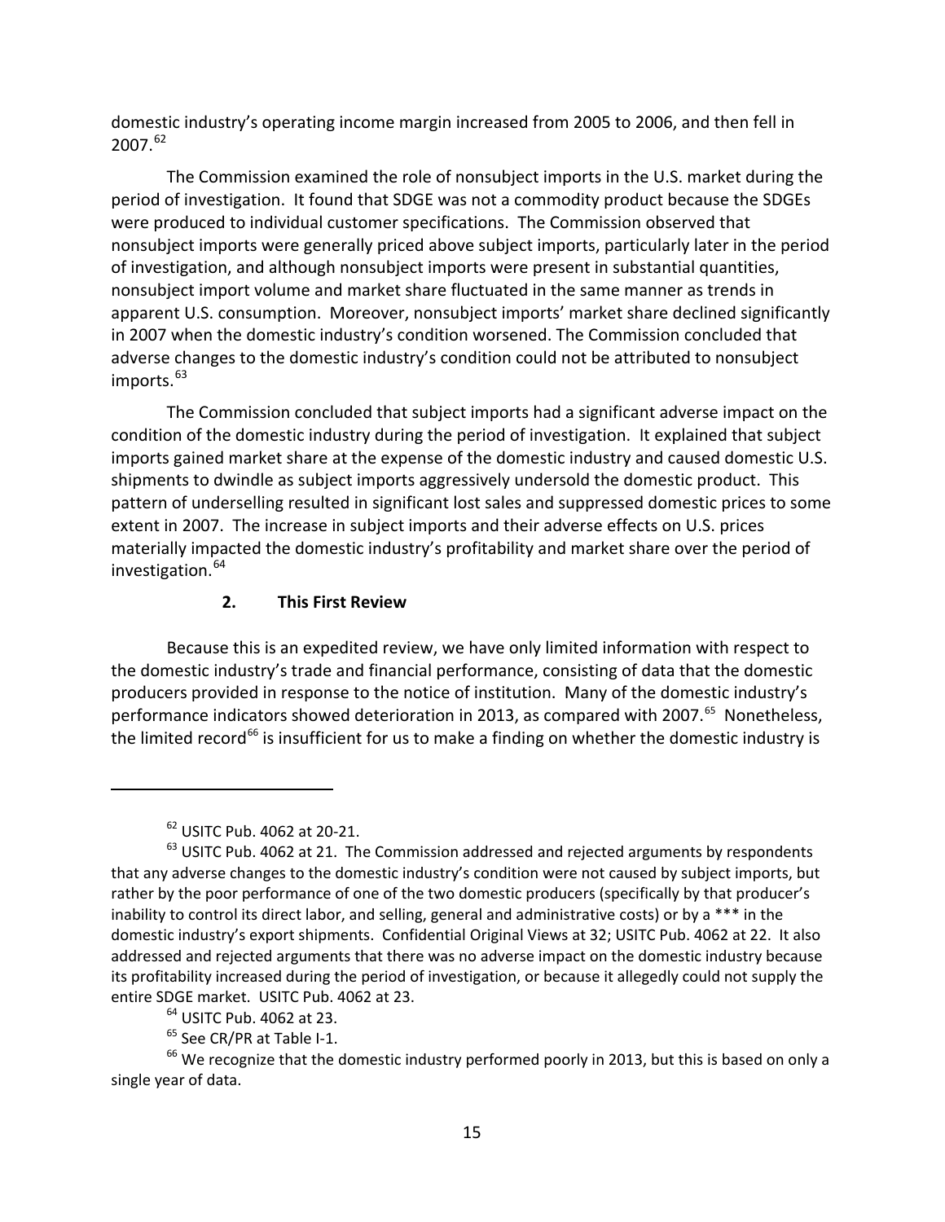domestic industry's operating income margin increased from 2005 to 2006, and then fell in 2007.[62]

The Commission examined the role of nonsubject imports in the U.S. market during the period of investigation. It found that SDGE was not a commodity product because the SDGEs were produced to individual customer specifications. The Commission observed that nonsubject imports were generally priced above subject imports, particularly later in the period of investigation, and although nonsubject imports were present in substantial quantities, nonsubject import volume and market share fluctuated in the same manner as trends in apparent U.S. consumption. Moreover, nonsubject imports' market share declined significantly in 2007 when the domestic industry's condition worsened. The Commission concluded that adverse changes to the domestic industry's condition could not be attributed to nonsubject imports.[63]

The Commission concluded that subject imports had a significant adverse impact on the condition of the domestic industry during the period of investigation. It explained that subject imports gained market share at the expense of the domestic industry and caused domestic U.S. shipments to dwindle as subject imports aggressively undersold the domestic product. This pattern of underselling resulted in significant lost sales and suppressed domestic prices to some extent in 2007. The increase in subject imports and their adverse effects on U.S. prices materially impacted the domestic industry's profitability and market share over the period of investigation.[64]

### 2. This First Review

Because this is an expedited review, we have only limited information with respect to the domestic industry's trade and financial performance, consisting of data that the domestic producers provided in response to the notice of institution. Many of the domestic industry's performance indicators showed deterioration in 2013, as compared with 2007.[65] Nonetheless, the limited record[66] is insufficient for us to make a finding on whether the domestic industry is

---

[62] USITC Pub. 4062 at 20-21.

[63] USITC Pub. 4062 at 21. The Commission addressed and rejected arguments by respondents that any adverse changes to the domestic industry's condition were not caused by subject imports, but rather by the poor performance of one of the two domestic producers (specifically by that producer's inability to control its direct labor, and selling, general and administrative costs) or by a *** in the domestic industry's export shipments. Confidential Original Views at 32; USITC Pub. 4062 at 22. It also addressed and rejected arguments that there was no adverse impact on the domestic industry because its profitability increased during the period of investigation, or because it allegedly could not supply the entire SDGE market. USITC Pub. 4062 at 23.

[64] USITC Pub. 4062 at 23.

[65] See CR/PR at Table I-1.

[66] We recognize that the domestic industry performed poorly in 2013, but this is based on only a single year of data.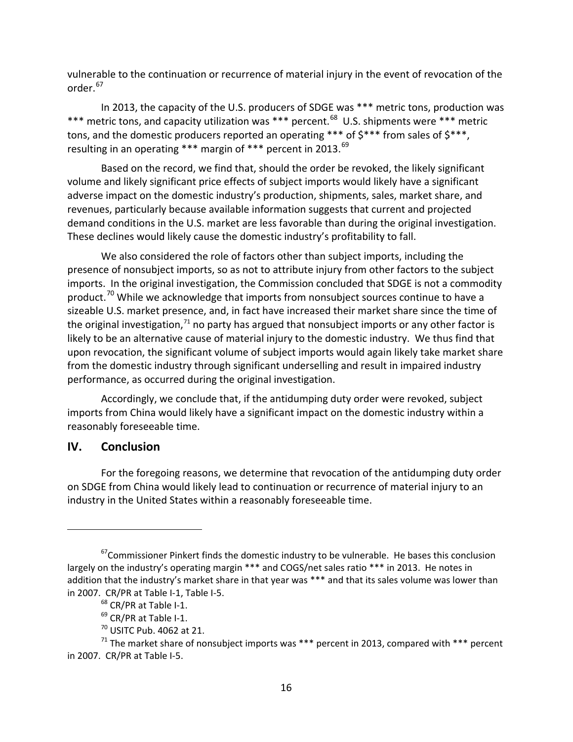vulnerable to the continuation or recurrence of material injury in the event of revocation of the order.[67]

In 2013, the capacity of the U.S. producers of SDGE was *** metric tons, production was *** metric tons, and capacity utilization was *** percent.[68] U.S. shipments were *** metric tons, and the domestic producers reported an operating *** of $*** from sales of $***, resulting in an operating *** margin of *** percent in 2013.[69]

Based on the record, we find that, should the order be revoked, the likely significant volume and likely significant price effects of subject imports would likely have a significant adverse impact on the domestic industry's production, shipments, sales, market share, and revenues, particularly because available information suggests that current and projected demand conditions in the U.S. market are less favorable than during the original investigation. These declines would likely cause the domestic industry's profitability to fall.

We also considered the role of factors other than subject imports, including the presence of nonsubject imports, so as not to attribute injury from other factors to the subject imports. In the original investigation, the Commission concluded that SDGE is not a commodity product.[70] While we acknowledge that imports from nonsubject sources continue to have a sizeable U.S. market presence, and, in fact have increased their market share since the time of the original investigation,[71] no party has argued that nonsubject imports or any other factor is likely to be an alternative cause of material injury to the domestic industry. We thus find that upon revocation, the significant volume of subject imports would again likely take market share from the domestic industry through significant underselling and result in impaired industry performance, as occurred during the original investigation.

Accordingly, we conclude that, if the antidumping duty order were revoked, subject imports from China would likely have a significant impact on the domestic industry within a reasonably foreseeable time.

## IV. Conclusion

For the foregoing reasons, we determine that revocation of the antidumping duty order on SDGE from China would likely lead to continuation or recurrence of material injury to an industry in the United States within a reasonably foreseeable time.

---

[67] Commissioner Pinkert finds the domestic industry to be vulnerable. He bases this conclusion largely on the industry's operating margin *** and COGS/net sales ratio *** in 2013. He notes in addition that the industry's market share in that year was *** and that its sales volume was lower than in 2007. CR/PR at Table I-1, Table I-5.

[68] CR/PR at Table I-1.

[69] CR/PR at Table I-1.

[70] USITC Pub. 4062 at 21.

[71] The market share of nonsubject imports was *** percent in 2013, compared with *** percent in 2007. CR/PR at Table I-5.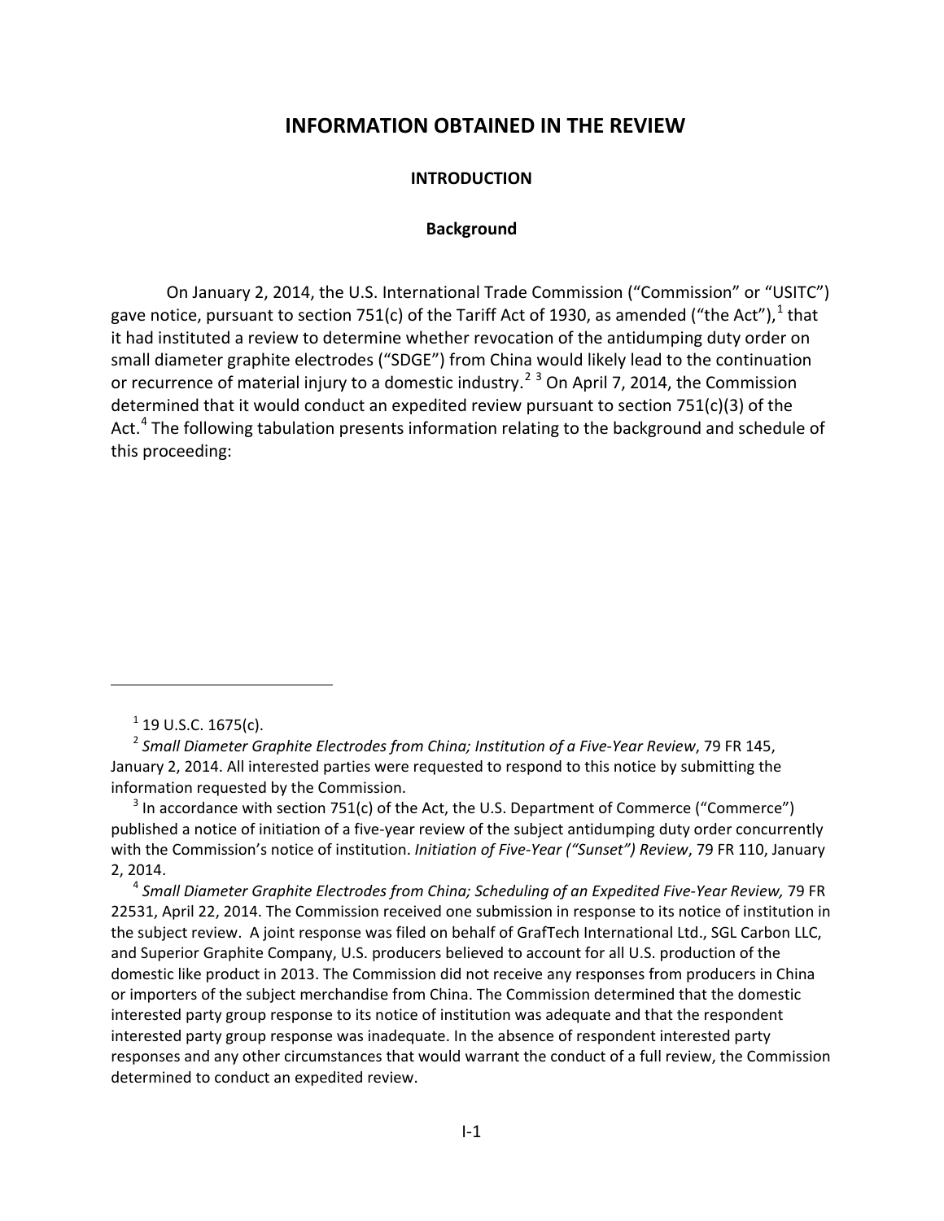# INFORMATION OBTAINED IN THE REVIEW

## INTRODUCTION

### Background

On January 2, 2014, the U.S. International Trade Commission ("Commission" or "USITC") gave notice, pursuant to section 751(c) of the Tariff Act of 1930, as amended ("the Act"),[1] that it had instituted a review to determine whether revocation of the antidumping duty order on small diameter graphite electrodes ("SDGE") from China would likely lead to the continuation or recurrence of material injury to a domestic industry.[2] [3] On April 7, 2014, the Commission determined that it would conduct an expedited review pursuant to section 751(c)(3) of the Act.[4] The following tabulation presents information relating to the background and schedule of this proceeding:

---

[1] 19 U.S.C. 1675(c).

[2] *Small Diameter Graphite Electrodes from China; Institution of a Five-Year Review*, 79 FR 145, January 2, 2014. All interested parties were requested to respond to this notice by submitting the information requested by the Commission.

[3] In accordance with section 751(c) of the Act, the U.S. Department of Commerce ("Commerce") published a notice of initiation of a five-year review of the subject antidumping duty order concurrently with the Commission's notice of institution. *Initiation of Five-Year ("Sunset") Review*, 79 FR 110, January 2, 2014.

[4] *Small Diameter Graphite Electrodes from China; Scheduling of an Expedited Five-Year Review,* 79 FR 22531, April 22, 2014. The Commission received one submission in response to its notice of institution in the subject review. A joint response was filed on behalf of GrafTech International Ltd., SGL Carbon LLC, and Superior Graphite Company, U.S. producers believed to account for all U.S. production of the domestic like product in 2013. The Commission did not receive any responses from producers in China or importers of the subject merchandise from China. The Commission determined that the domestic interested party group response to its notice of institution was adequate and that the respondent interested party group response was inadequate. In the absence of respondent interested party responses and any other circumstances that would warrant the conduct of a full review, the Commission determined to conduct an expedited review.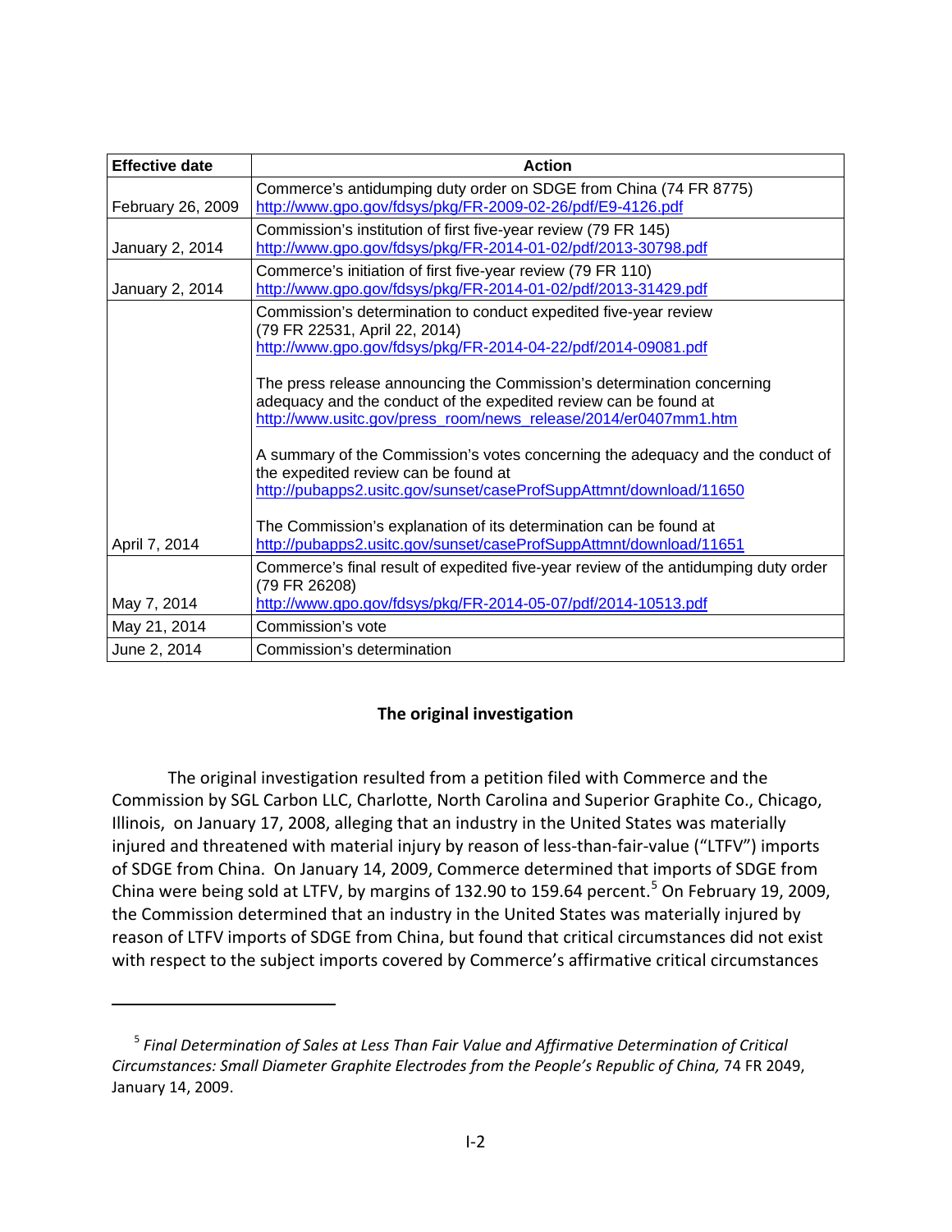| Effective date | Action |
|---|---|
| February 26, 2009 | Commerce's antidumping duty order on SDGE from China (74 FR 8775) http://www.gpo.gov/fdsys/pkg/FR-2009-02-26/pdf/E9-4126.pdf |
| January 2, 2014 | Commission's institution of first five-year review (79 FR 145) http://www.gpo.gov/fdsys/pkg/FR-2014-01-02/pdf/2013-30798.pdf |
| January 2, 2014 | Commerce's initiation of first five-year review (79 FR 110) http://www.gpo.gov/fdsys/pkg/FR-2014-01-02/pdf/2013-31429.pdf |
| April 7, 2014 | Commission's determination to conduct expedited five-year review (79 FR 22531, April 22, 2014) http://www.gpo.gov/fdsys/pkg/FR-2014-04-22/pdf/2014-09081.pdf<br><br>The press release announcing the Commission's determination concerning adequacy and the conduct of the expedited review can be found at http://www.usitc.gov/press_room/news_release/2014/er0407mm1.htm<br><br>A summary of the Commission's votes concerning the adequacy and the conduct of the expedited review can be found at http://pubapps2.usitc.gov/sunset/caseProfSuppAttmnt/download/11650<br><br>The Commission's explanation of its determination can be found at http://pubapps2.usitc.gov/sunset/caseProfSuppAttmnt/download/11651 |
| May 7, 2014 | Commerce's final result of expedited five-year review of the antidumping duty order (79 FR 26208) http://www.gpo.gov/fdsys/pkg/FR-2014-05-07/pdf/2014-10513.pdf |
| May 21, 2014 | Commission's vote |
| June 2, 2014 | Commission's determination |

## The original investigation

The original investigation resulted from a petition filed with Commerce and the Commission by SGL Carbon LLC, Charlotte, North Carolina and Superior Graphite Co., Chicago, Illinois, on January 17, 2008, alleging that an industry in the United States was materially injured and threatened with material injury by reason of less-than-fair-value ("LTFV") imports of SDGE from China. On January 14, 2009, Commerce determined that imports of SDGE from China were being sold at LTFV, by margins of 132.90 to 159.64 percent.[5] On February 19, 2009, the Commission determined that an industry in the United States was materially injured by reason of LTFV imports of SDGE from China, but found that critical circumstances did not exist with respect to the subject imports covered by Commerce's affirmative critical circumstances

[5] *Final Determination of Sales at Less Than Fair Value and Affirmative Determination of Critical Circumstances: Small Diameter Graphite Electrodes from the People's Republic of China,* 74 FR 2049, January 14, 2009.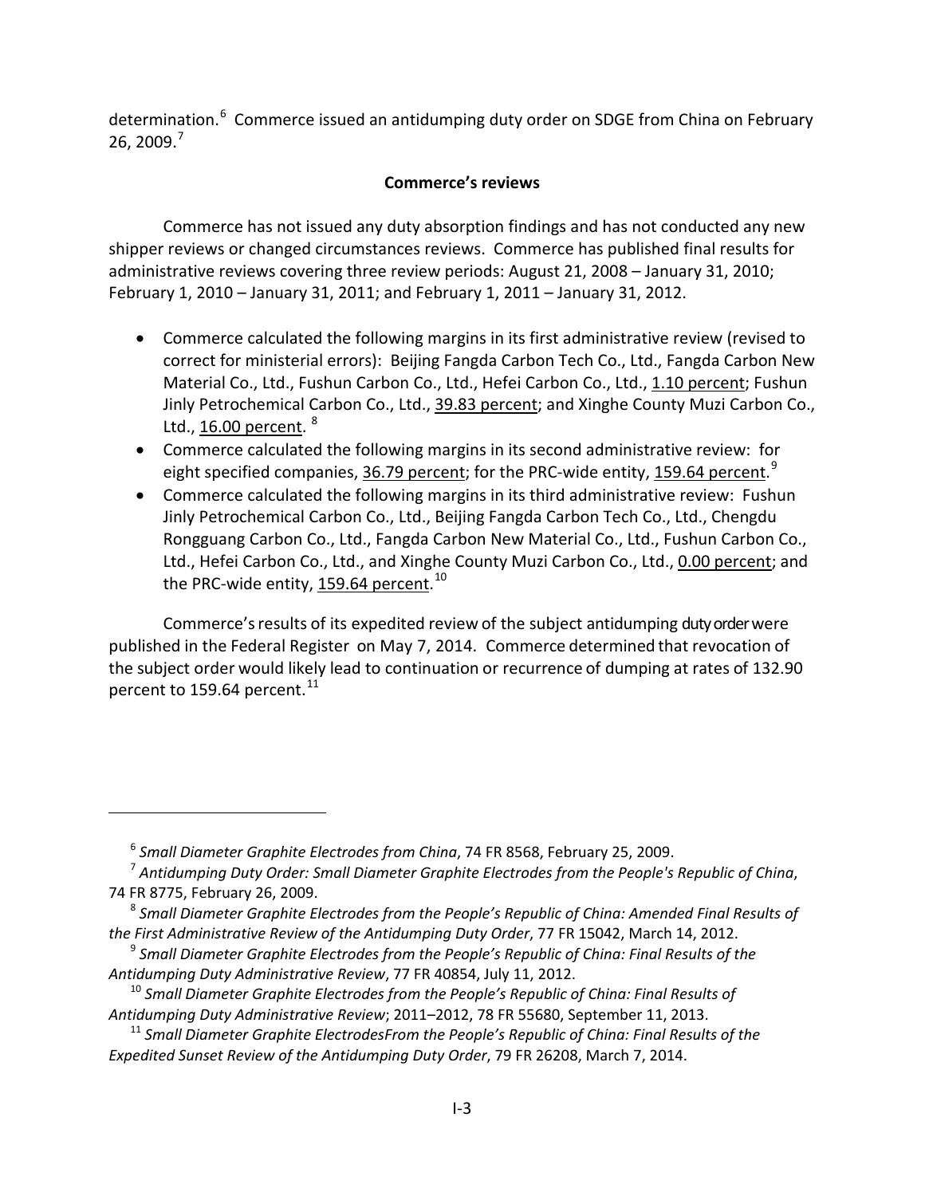determination.[6] Commerce issued an antidumping duty order on SDGE from China on February 26, 2009.[7]

## Commerce's reviews

Commerce has not issued any duty absorption findings and has not conducted any new shipper reviews or changed circumstances reviews. Commerce has published final results for administrative reviews covering three review periods: August 21, 2008 – January 31, 2010; February 1, 2010 – January 31, 2011; and February 1, 2011 – January 31, 2012.

- Commerce calculated the following margins in its first administrative review (revised to correct for ministerial errors): Beijing Fangda Carbon Tech Co., Ltd., Fangda Carbon New Material Co., Ltd., Fushun Carbon Co., Ltd., Hefei Carbon Co., Ltd., <u>1.10 percent</u>; Fushun Jinly Petrochemical Carbon Co., Ltd., <u>39.83 percent</u>; and Xinghe County Muzi Carbon Co., Ltd., <u>16.00 percent</u>. [8]
- Commerce calculated the following margins in its second administrative review: for eight specified companies, <u>36.79 percent</u>; for the PRC-wide entity, <u>159.64 percent</u>.[9]
- Commerce calculated the following margins in its third administrative review: Fushun Jinly Petrochemical Carbon Co., Ltd., Beijing Fangda Carbon Tech Co., Ltd., Chengdu Rongguang Carbon Co., Ltd., Fangda Carbon New Material Co., Ltd., Fushun Carbon Co., Ltd., Hefei Carbon Co., Ltd., and Xinghe County Muzi Carbon Co., Ltd., <u>0.00 percent</u>; and the PRC-wide entity, <u>159.64 percent</u>.[10]

Commerce's results of its expedited review of the subject antidumping duty order were published in the Federal Register on May 7, 2014. Commerce determined that revocation of the subject order would likely lead to continuation or recurrence of dumping at rates of 132.90 percent to 159.64 percent.[11]

---

[6] *Small Diameter Graphite Electrodes from China*, 74 FR 8568, February 25, 2009.

[7] *Antidumping Duty Order: Small Diameter Graphite Electrodes from the People's Republic of China*, 74 FR 8775, February 26, 2009.

[8] *Small Diameter Graphite Electrodes from the People's Republic of China: Amended Final Results of the First Administrative Review of the Antidumping Duty Order*, 77 FR 15042, March 14, 2012.

[9] *Small Diameter Graphite Electrodes from the People's Republic of China: Final Results of the Antidumping Duty Administrative Review*, 77 FR 40854, July 11, 2012.

[10] *Small Diameter Graphite Electrodes from the People's Republic of China: Final Results of Antidumping Duty Administrative Review*; 2011–2012, 78 FR 55680, September 11, 2013.

[11] *Small Diameter Graphite ElectrodesFrom the People's Republic of China: Final Results of the Expedited Sunset Review of the Antidumping Duty Order*, 79 FR 26208, March 7, 2014.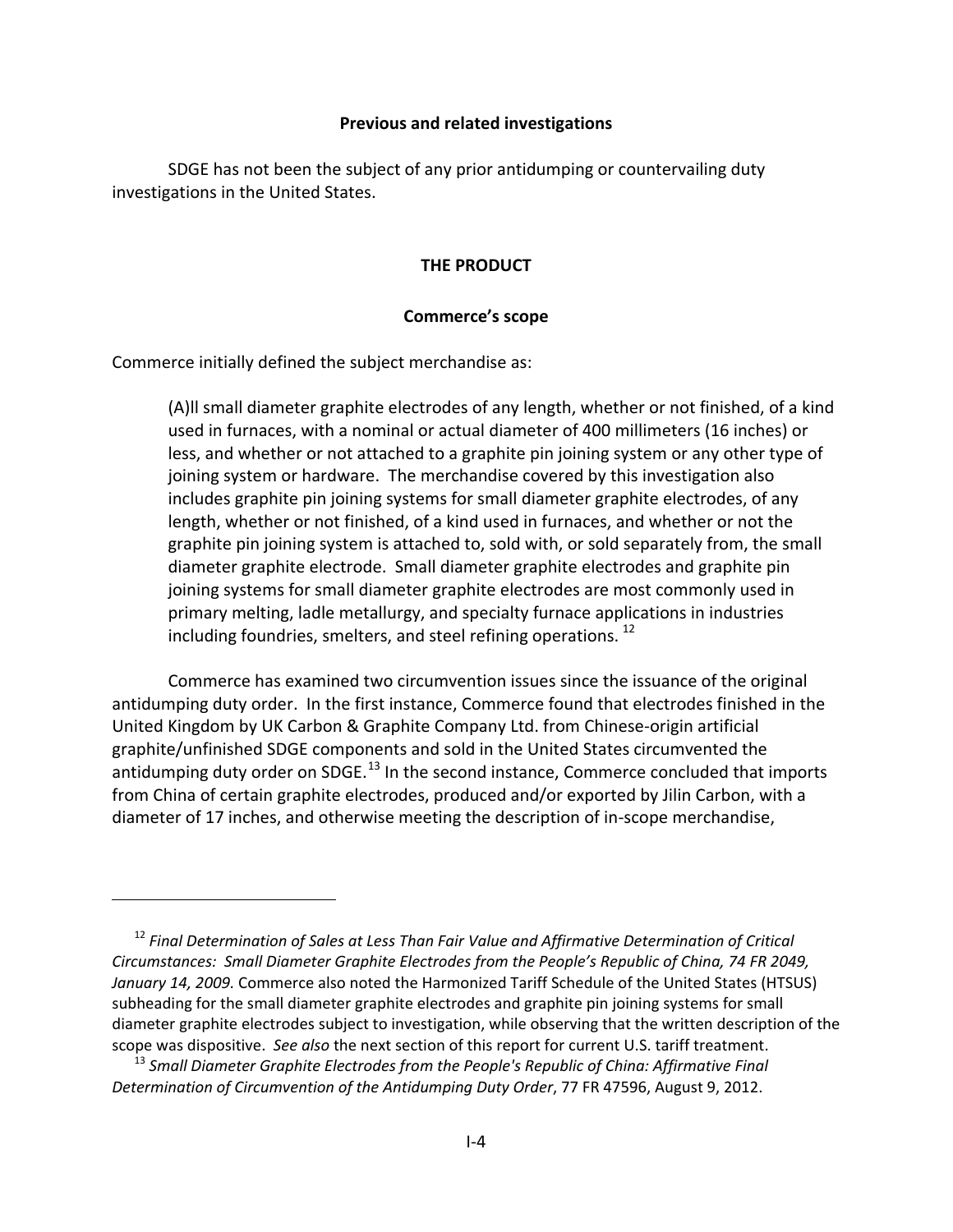## Previous and related investigations

SDGE has not been the subject of any prior antidumping or countervailing duty investigations in the United States.

## THE PRODUCT

### Commerce's scope

Commerce initially defined the subject merchandise as:

> (A)ll small diameter graphite electrodes of any length, whether or not finished, of a kind used in furnaces, with a nominal or actual diameter of 400 millimeters (16 inches) or less, and whether or not attached to a graphite pin joining system or any other type of joining system or hardware. The merchandise covered by this investigation also includes graphite pin joining systems for small diameter graphite electrodes, of any length, whether or not finished, of a kind used in furnaces, and whether or not the graphite pin joining system is attached to, sold with, or sold separately from, the small diameter graphite electrode. Small diameter graphite electrodes and graphite pin joining systems for small diameter graphite electrodes are most commonly used in primary melting, ladle metallurgy, and specialty furnace applications in industries including foundries, smelters, and steel refining operations. [12]

Commerce has examined two circumvention issues since the issuance of the original antidumping duty order. In the first instance, Commerce found that electrodes finished in the United Kingdom by UK Carbon & Graphite Company Ltd. from Chinese-origin artificial graphite/unfinished SDGE components and sold in the United States circumvented the antidumping duty order on SDGE.[13] In the second instance, Commerce concluded that imports from China of certain graphite electrodes, produced and/or exported by Jilin Carbon, with a diameter of 17 inches, and otherwise meeting the description of in-scope merchandise,

---

[12] *Final Determination of Sales at Less Than Fair Value and Affirmative Determination of Critical Circumstances: Small Diameter Graphite Electrodes from the People's Republic of China, 74 FR 2049, January 14, 2009.* Commerce also noted the Harmonized Tariff Schedule of the United States (HTSUS) subheading for the small diameter graphite electrodes and graphite pin joining systems for small diameter graphite electrodes subject to investigation, while observing that the written description of the scope was dispositive. *See also* the next section of this report for current U.S. tariff treatment.

[13] *Small Diameter Graphite Electrodes from the People's Republic of China: Affirmative Final Determination of Circumvention of the Antidumping Duty Order*, 77 FR 47596, August 9, 2012.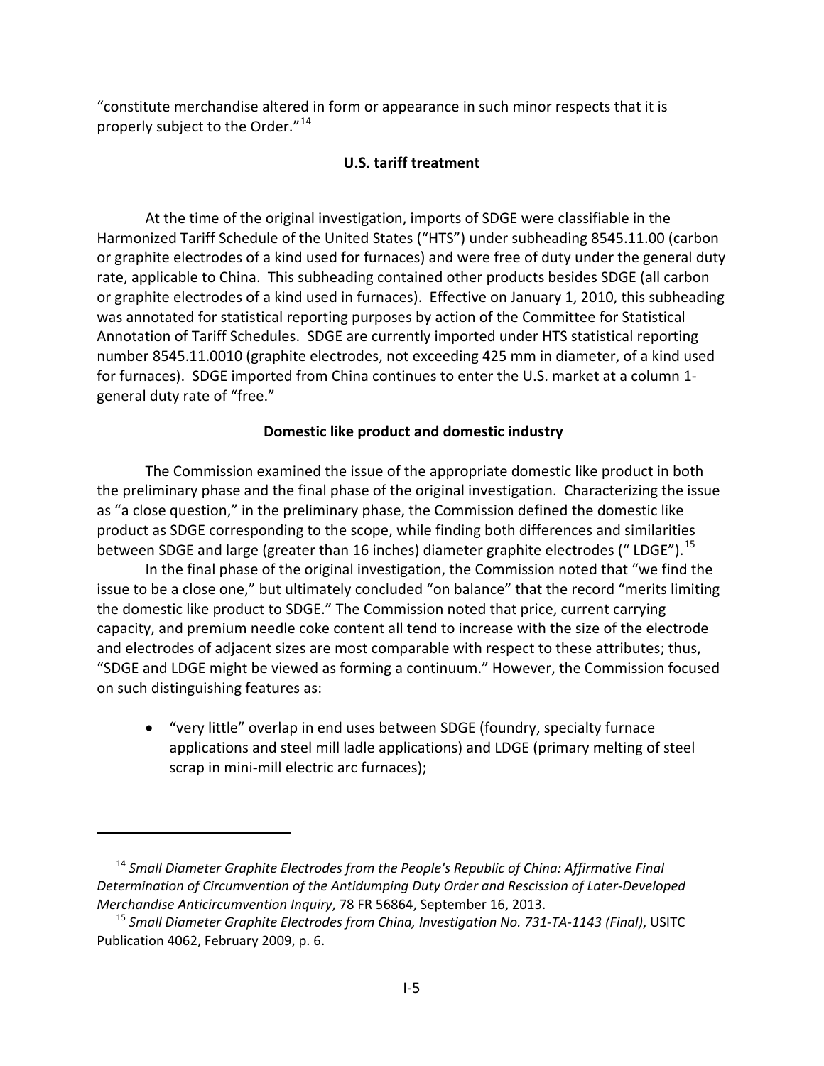"constitute merchandise altered in form or appearance in such minor respects that it is properly subject to the Order."[14]

### U.S. tariff treatment

At the time of the original investigation, imports of SDGE were classifiable in the Harmonized Tariff Schedule of the United States ("HTS") under subheading 8545.11.00 (carbon or graphite electrodes of a kind used for furnaces) and were free of duty under the general duty rate, applicable to China. This subheading contained other products besides SDGE (all carbon or graphite electrodes of a kind used in furnaces). Effective on January 1, 2010, this subheading was annotated for statistical reporting purposes by action of the Committee for Statistical Annotation of Tariff Schedules. SDGE are currently imported under HTS statistical reporting number 8545.11.0010 (graphite electrodes, not exceeding 425 mm in diameter, of a kind used for furnaces). SDGE imported from China continues to enter the U.S. market at a column 1-general duty rate of "free."

### Domestic like product and domestic industry

The Commission examined the issue of the appropriate domestic like product in both the preliminary phase and the final phase of the original investigation. Characterizing the issue as "a close question," in the preliminary phase, the Commission defined the domestic like product as SDGE corresponding to the scope, while finding both differences and similarities between SDGE and large (greater than 16 inches) diameter graphite electrodes (" LDGE").[15]

In the final phase of the original investigation, the Commission noted that "we find the issue to be a close one," but ultimately concluded "on balance" that the record "merits limiting the domestic like product to SDGE." The Commission noted that price, current carrying capacity, and premium needle coke content all tend to increase with the size of the electrode and electrodes of adjacent sizes are most comparable with respect to these attributes; thus, "SDGE and LDGE might be viewed as forming a continuum." However, the Commission focused on such distinguishing features as:

- "very little" overlap in end uses between SDGE (foundry, specialty furnace applications and steel mill ladle applications) and LDGE (primary melting of steel scrap in mini-mill electric arc furnaces);

---

[14] *Small Diameter Graphite Electrodes from the People's Republic of China: Affirmative Final Determination of Circumvention of the Antidumping Duty Order and Rescission of Later-Developed Merchandise Anticircumvention Inquiry*, 78 FR 56864, September 16, 2013.

[15] *Small Diameter Graphite Electrodes from China, Investigation No. 731-TA-1143 (Final)*, USITC Publication 4062, February 2009, p. 6.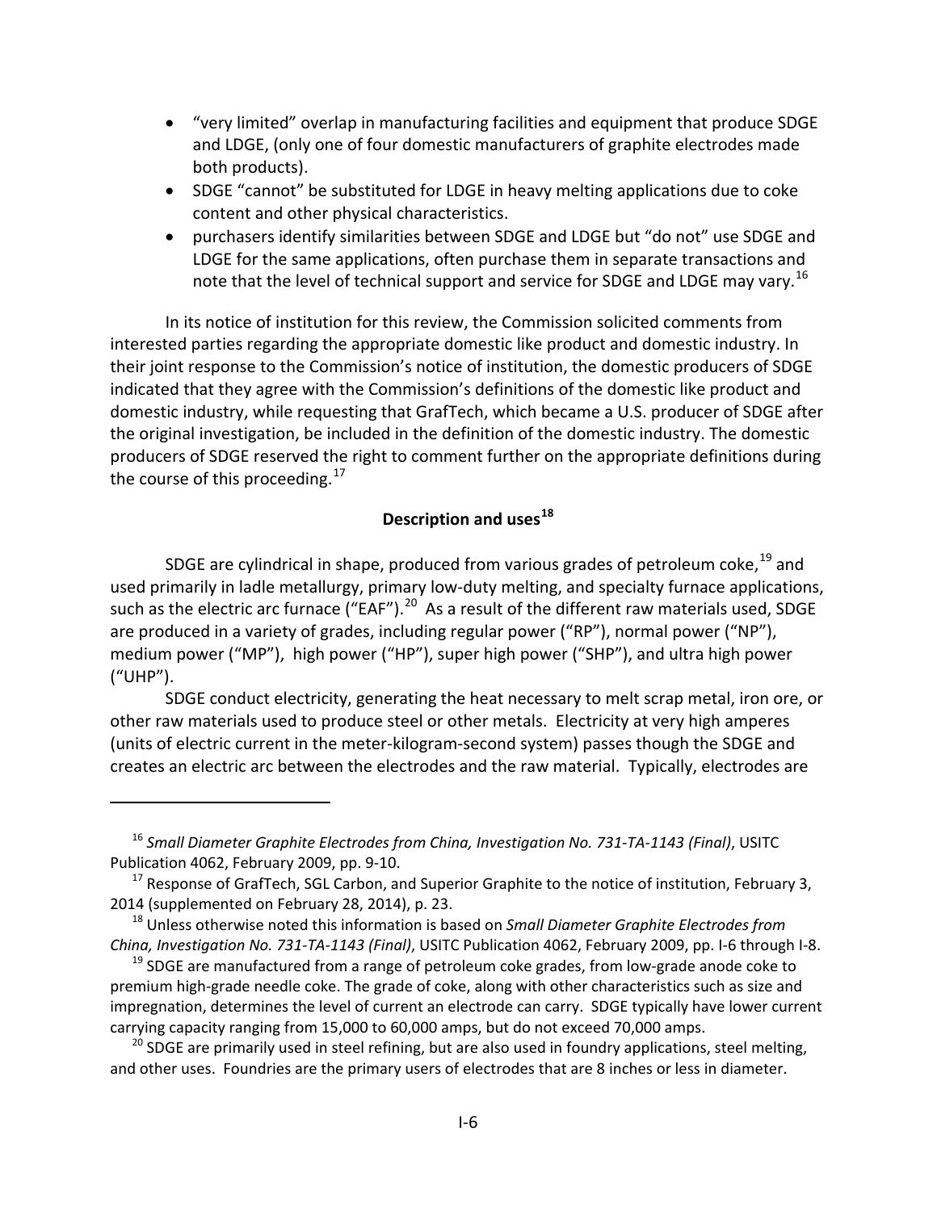- "very limited" overlap in manufacturing facilities and equipment that produce SDGE and LDGE, (only one of four domestic manufacturers of graphite electrodes made both products).
- SDGE "cannot" be substituted for LDGE in heavy melting applications due to coke content and other physical characteristics.
- purchasers identify similarities between SDGE and LDGE but "do not" use SDGE and LDGE for the same applications, often purchase them in separate transactions and note that the level of technical support and service for SDGE and LDGE may vary.[16]

In its notice of institution for this review, the Commission solicited comments from interested parties regarding the appropriate domestic like product and domestic industry. In their joint response to the Commission's notice of institution, the domestic producers of SDGE indicated that they agree with the Commission's definitions of the domestic like product and domestic industry, while requesting that GrafTech, which became a U.S. producer of SDGE after the original investigation, be included in the definition of the domestic industry. The domestic producers of SDGE reserved the right to comment further on the appropriate definitions during the course of this proceeding.[17]

## Description and uses[18]

SDGE are cylindrical in shape, produced from various grades of petroleum coke,[19] and used primarily in ladle metallurgy, primary low-duty melting, and specialty furnace applications, such as the electric arc furnace ("EAF").[20] As a result of the different raw materials used, SDGE are produced in a variety of grades, including regular power ("RP"), normal power ("NP"), medium power ("MP"), high power ("HP"), super high power ("SHP"), and ultra high power ("UHP").

SDGE conduct electricity, generating the heat necessary to melt scrap metal, iron ore, or other raw materials used to produce steel or other metals. Electricity at very high amperes (units of electric current in the meter-kilogram-second system) passes though the SDGE and creates an electric arc between the electrodes and the raw material. Typically, electrodes are

---

[16] *Small Diameter Graphite Electrodes from China, Investigation No. 731-TA-1143 (Final)*, USITC Publication 4062, February 2009, pp. 9-10.

[17] Response of GrafTech, SGL Carbon, and Superior Graphite to the notice of institution, February 3, 2014 (supplemented on February 28, 2014), p. 23.

[18] Unless otherwise noted this information is based on *Small Diameter Graphite Electrodes from China, Investigation No. 731-TA-1143 (Final)*, USITC Publication 4062, February 2009, pp. I-6 through I-8.

[19] SDGE are manufactured from a range of petroleum coke grades, from low-grade anode coke to premium high-grade needle coke. The grade of coke, along with other characteristics such as size and impregnation, determines the level of current an electrode can carry. SDGE typically have lower current carrying capacity ranging from 15,000 to 60,000 amps, but do not exceed 70,000 amps.

[20] SDGE are primarily used in steel refining, but are also used in foundry applications, steel melting, and other uses. Foundries are the primary users of electrodes that are 8 inches or less in diameter.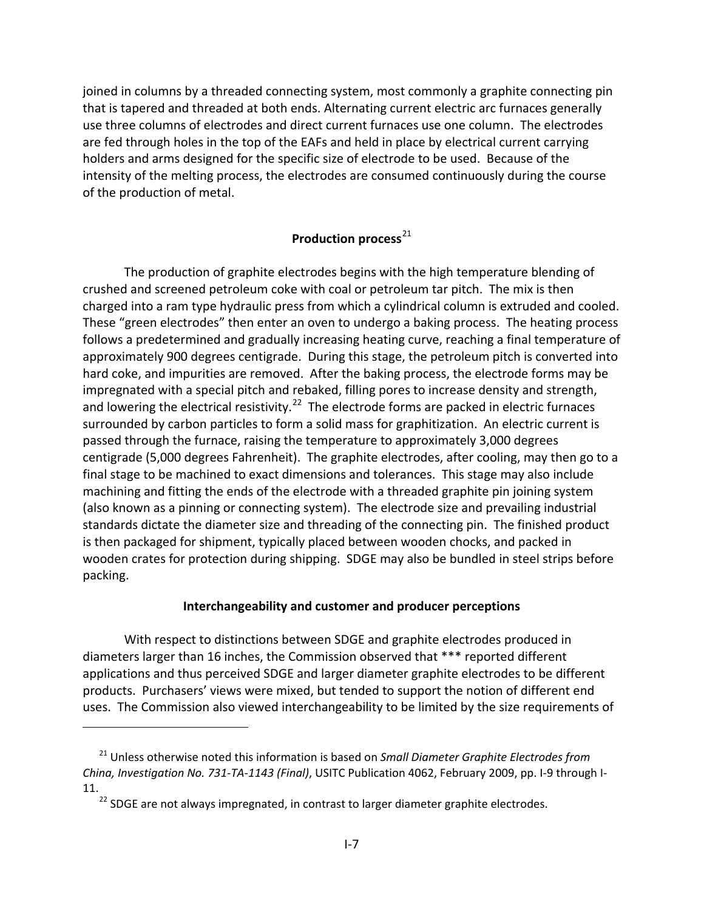joined in columns by a threaded connecting system, most commonly a graphite connecting pin that is tapered and threaded at both ends. Alternating current electric arc furnaces generally use three columns of electrodes and direct current furnaces use one column. The electrodes are fed through holes in the top of the EAFs and held in place by electrical current carrying holders and arms designed for the specific size of electrode to be used. Because of the intensity of the melting process, the electrodes are consumed continuously during the course of the production of metal.

## Production process[21]

The production of graphite electrodes begins with the high temperature blending of crushed and screened petroleum coke with coal or petroleum tar pitch. The mix is then charged into a ram type hydraulic press from which a cylindrical column is extruded and cooled. These "green electrodes" then enter an oven to undergo a baking process. The heating process follows a predetermined and gradually increasing heating curve, reaching a final temperature of approximately 900 degrees centigrade. During this stage, the petroleum pitch is converted into hard coke, and impurities are removed. After the baking process, the electrode forms may be impregnated with a special pitch and rebaked, filling pores to increase density and strength, and lowering the electrical resistivity.[22] The electrode forms are packed in electric furnaces surrounded by carbon particles to form a solid mass for graphitization. An electric current is passed through the furnace, raising the temperature to approximately 3,000 degrees centigrade (5,000 degrees Fahrenheit). The graphite electrodes, after cooling, may then go to a final stage to be machined to exact dimensions and tolerances. This stage may also include machining and fitting the ends of the electrode with a threaded graphite pin joining system (also known as a pinning or connecting system). The electrode size and prevailing industrial standards dictate the diameter size and threading of the connecting pin. The finished product is then packaged for shipment, typically placed between wooden chocks, and packed in wooden crates for protection during shipping. SDGE may also be bundled in steel strips before packing.

### Interchangeability and customer and producer perceptions

With respect to distinctions between SDGE and graphite electrodes produced in diameters larger than 16 inches, the Commission observed that *** reported different applications and thus perceived SDGE and larger diameter graphite electrodes to be different products. Purchasers' views were mixed, but tended to support the notion of different end uses. The Commission also viewed interchangeability to be limited by the size requirements of

---

[21] Unless otherwise noted this information is based on *Small Diameter Graphite Electrodes from China, Investigation No. 731-TA-1143 (Final)*, USITC Publication 4062, February 2009, pp. I-9 through I-11.

[22] SDGE are not always impregnated, in contrast to larger diameter graphite electrodes.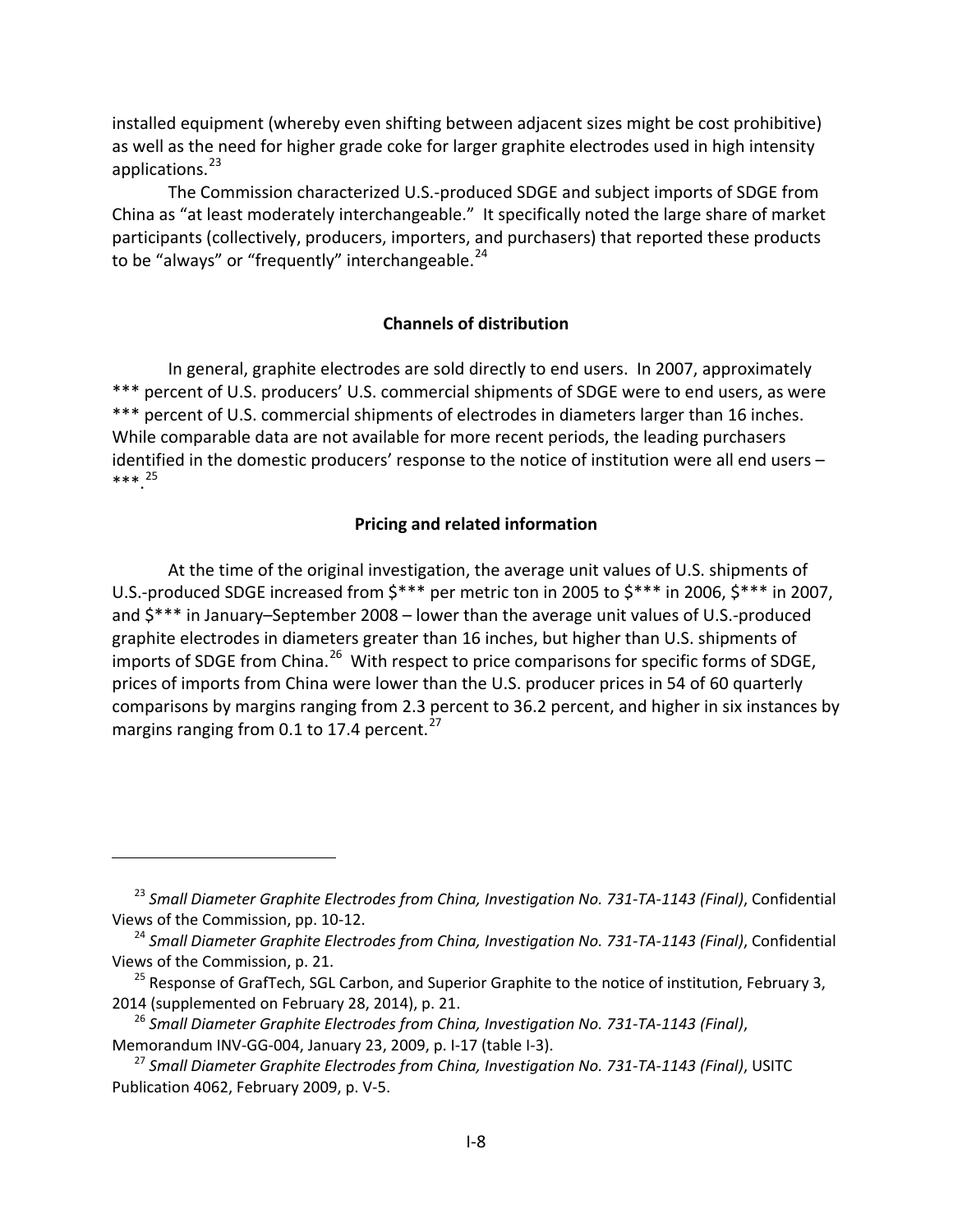installed equipment (whereby even shifting between adjacent sizes might be cost prohibitive) as well as the need for higher grade coke for larger graphite electrodes used in high intensity applications.[23]

The Commission characterized U.S.-produced SDGE and subject imports of SDGE from China as "at least moderately interchangeable." It specifically noted the large share of market participants (collectively, producers, importers, and purchasers) that reported these products to be "always" or "frequently" interchangeable.[24]

## Channels of distribution

In general, graphite electrodes are sold directly to end users. In 2007, approximately *** percent of U.S. producers' U.S. commercial shipments of SDGE were to end users, as were *** percent of U.S. commercial shipments of electrodes in diameters larger than 16 inches. While comparable data are not available for more recent periods, the leading purchasers identified in the domestic producers' response to the notice of institution were all end users – ***.[25]

## Pricing and related information

At the time of the original investigation, the average unit values of U.S. shipments of U.S.-produced SDGE increased from $*** per metric ton in 2005 to $*** in 2006, $*** in 2007, and $*** in January–September 2008 – lower than the average unit values of U.S.-produced graphite electrodes in diameters greater than 16 inches, but higher than U.S. shipments of imports of SDGE from China.[26] With respect to price comparisons for specific forms of SDGE, prices of imports from China were lower than the U.S. producer prices in 54 of 60 quarterly comparisons by margins ranging from 2.3 percent to 36.2 percent, and higher in six instances by margins ranging from 0.1 to 17.4 percent.[27]

---

[23] *Small Diameter Graphite Electrodes from China, Investigation No. 731-TA-1143 (Final)*, Confidential Views of the Commission, pp. 10-12.

[24] *Small Diameter Graphite Electrodes from China, Investigation No. 731-TA-1143 (Final)*, Confidential Views of the Commission, p. 21.

[25] Response of GrafTech, SGL Carbon, and Superior Graphite to the notice of institution, February 3, 2014 (supplemented on February 28, 2014), p. 21.

[26] *Small Diameter Graphite Electrodes from China, Investigation No. 731-TA-1143 (Final)*, Memorandum INV-GG-004, January 23, 2009, p. I-17 (table I-3).

[27] *Small Diameter Graphite Electrodes from China, Investigation No. 731-TA-1143 (Final)*, USITC Publication 4062, February 2009, p. V-5.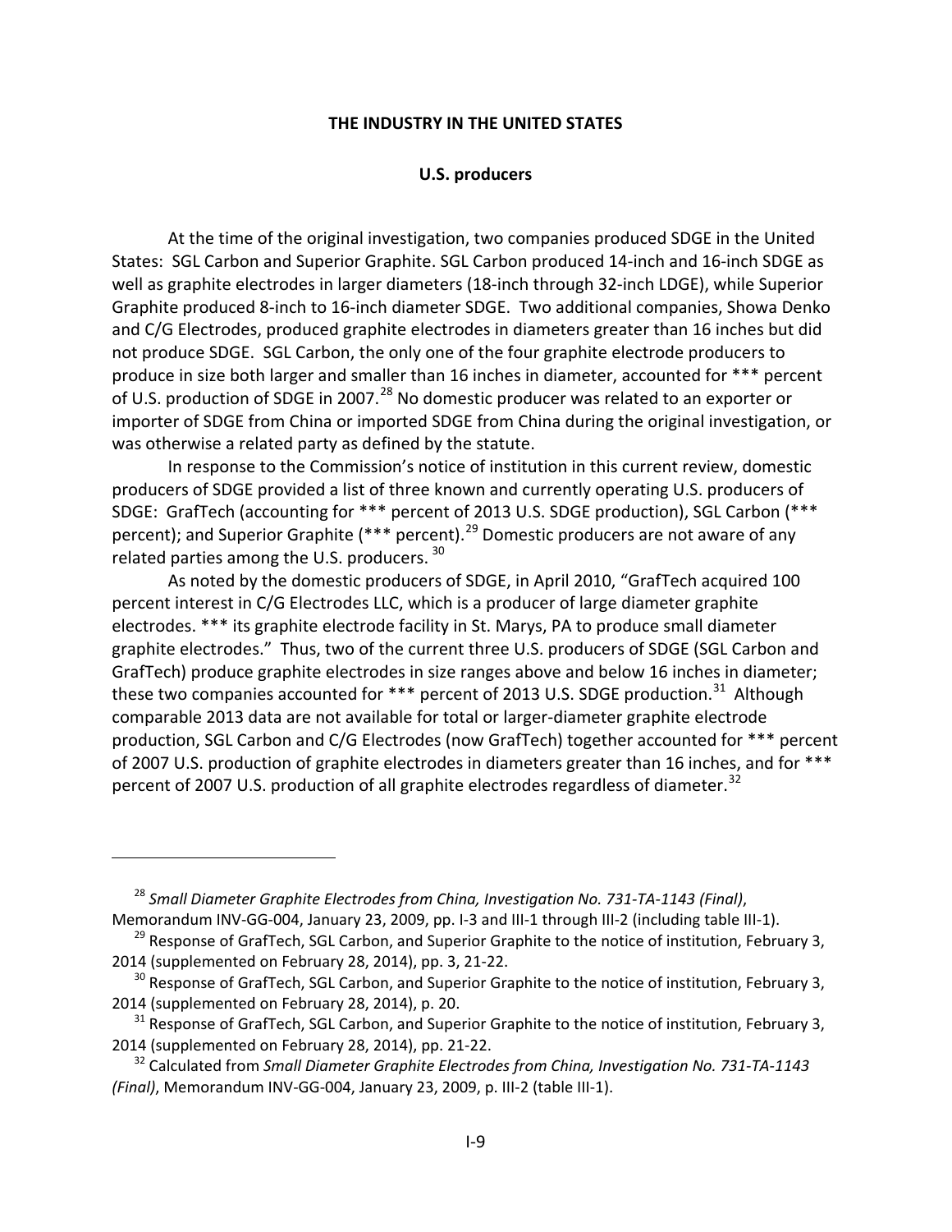## THE INDUSTRY IN THE UNITED STATES

### U.S. producers

At the time of the original investigation, two companies produced SDGE in the United States: SGL Carbon and Superior Graphite. SGL Carbon produced 14-inch and 16-inch SDGE as well as graphite electrodes in larger diameters (18-inch through 32-inch LDGE), while Superior Graphite produced 8-inch to 16-inch diameter SDGE. Two additional companies, Showa Denko and C/G Electrodes, produced graphite electrodes in diameters greater than 16 inches but did not produce SDGE. SGL Carbon, the only one of the four graphite electrode producers to produce in size both larger and smaller than 16 inches in diameter, accounted for *** percent of U.S. production of SDGE in 2007.[28] No domestic producer was related to an exporter or importer of SDGE from China or imported SDGE from China during the original investigation, or was otherwise a related party as defined by the statute.

In response to the Commission's notice of institution in this current review, domestic producers of SDGE provided a list of three known and currently operating U.S. producers of SDGE: GrafTech (accounting for *** percent of 2013 U.S. SDGE production), SGL Carbon (*** percent); and Superior Graphite (*** percent).[29] Domestic producers are not aware of any related parties among the U.S. producers.[30]

As noted by the domestic producers of SDGE, in April 2010, "GrafTech acquired 100 percent interest in C/G Electrodes LLC, which is a producer of large diameter graphite electrodes. *** its graphite electrode facility in St. Marys, PA to produce small diameter graphite electrodes." Thus, two of the current three U.S. producers of SDGE (SGL Carbon and GrafTech) produce graphite electrodes in size ranges above and below 16 inches in diameter; these two companies accounted for *** percent of 2013 U.S. SDGE production.[31] Although comparable 2013 data are not available for total or larger-diameter graphite electrode production, SGL Carbon and C/G Electrodes (now GrafTech) together accounted for *** percent of 2007 U.S. production of graphite electrodes in diameters greater than 16 inches, and for *** percent of 2007 U.S. production of all graphite electrodes regardless of diameter.[32]

---

[28] *Small Diameter Graphite Electrodes from China, Investigation No. 731-TA-1143 (Final)*, Memorandum INV-GG-004, January 23, 2009, pp. I-3 and III-1 through III-2 (including table III-1).

[29] Response of GrafTech, SGL Carbon, and Superior Graphite to the notice of institution, February 3, 2014 (supplemented on February 28, 2014), pp. 3, 21-22.

[30] Response of GrafTech, SGL Carbon, and Superior Graphite to the notice of institution, February 3, 2014 (supplemented on February 28, 2014), p. 20.

[31] Response of GrafTech, SGL Carbon, and Superior Graphite to the notice of institution, February 3, 2014 (supplemented on February 28, 2014), pp. 21-22.

[32] Calculated from *Small Diameter Graphite Electrodes from China, Investigation No. 731-TA-1143 (Final)*, Memorandum INV-GG-004, January 23, 2009, p. III-2 (table III-1).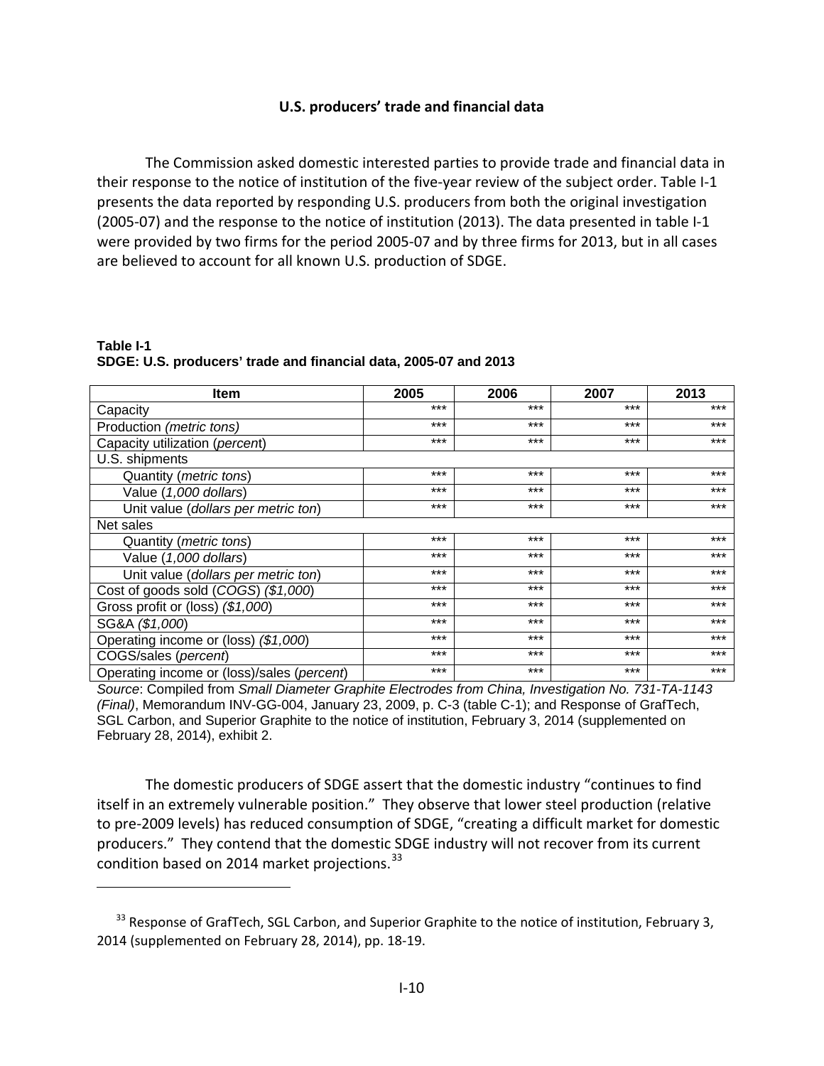### U.S. producers' trade and financial data

The Commission asked domestic interested parties to provide trade and financial data in their response to the notice of institution of the five-year review of the subject order. Table I-1 presents the data reported by responding U.S. producers from both the original investigation (2005-07) and the response to the notice of institution (2013). The data presented in table I-1 were provided by two firms for the period 2005-07 and by three firms for 2013, but in all cases are believed to account for all known U.S. production of SDGE.

**Table I-1**
**SDGE: U.S. producers' trade and financial data, 2005-07 and 2013**

| Item | 2005 | 2006 | 2007 | 2013 |
|---|---|---|---|---|
| Capacity | *** | *** | *** | *** |
| Production *(metric tons)* | *** | *** | *** | *** |
| Capacity utilization (*percent*) | *** | *** | *** | *** |
| U.S. shipments | | | | |
| Quantity (*metric tons*) | *** | *** | *** | *** |
| Value (*1,000 dollars*) | *** | *** | *** | *** |
| Unit value (*dollars per metric ton*) | *** | *** | *** | *** |
| Net sales | | | | |
| Quantity (*metric tons*) | *** | *** | *** | *** |
| Value (*1,000 dollars*) | *** | *** | *** | *** |
| Unit value (*dollars per metric ton*) | *** | *** | *** | *** |
| Cost of goods sold (*COGS*) (*$1,000*) | *** | *** | *** | *** |
| Gross profit or (loss) *($1,000)* | *** | *** | *** | *** |
| SG&A *($1,000)* | *** | *** | *** | *** |
| Operating income or (loss) *($1,000)* | *** | *** | *** | *** |
| COGS/sales (*percent*) | *** | *** | *** | *** |
| Operating income or (loss)/sales (*percent*) | *** | *** | *** | *** |

*Source*: Compiled from *Small Diameter Graphite Electrodes from China, Investigation No. 731-TA-1143 (Final)*, Memorandum INV-GG-004, January 23, 2009, p. C-3 (table C-1); and Response of GrafTech, SGL Carbon, and Superior Graphite to the notice of institution, February 3, 2014 (supplemented on February 28, 2014), exhibit 2.

The domestic producers of SDGE assert that the domestic industry "continues to find itself in an extremely vulnerable position." They observe that lower steel production (relative to pre-2009 levels) has reduced consumption of SDGE, "creating a difficult market for domestic producers." They contend that the domestic SDGE industry will not recover from its current condition based on 2014 market projections.[33]

[33] Response of GrafTech, SGL Carbon, and Superior Graphite to the notice of institution, February 3, 2014 (supplemented on February 28, 2014), pp. 18-19.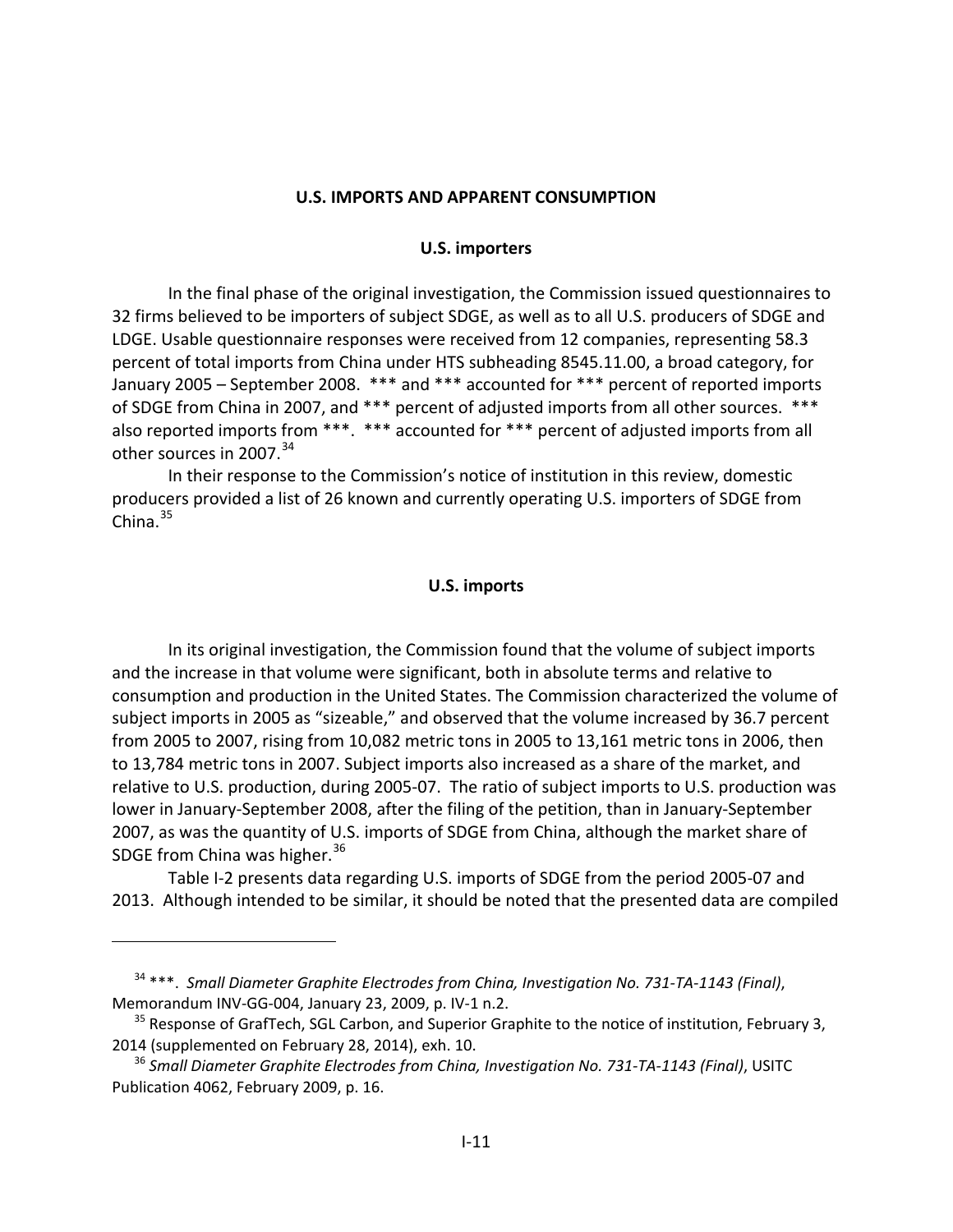## U.S. IMPORTS AND APPARENT CONSUMPTION

### U.S. importers

In the final phase of the original investigation, the Commission issued questionnaires to 32 firms believed to be importers of subject SDGE, as well as to all U.S. producers of SDGE and LDGE. Usable questionnaire responses were received from 12 companies, representing 58.3 percent of total imports from China under HTS subheading 8545.11.00, a broad category, for January 2005 – September 2008. *** and *** accounted for *** percent of reported imports of SDGE from China in 2007, and *** percent of adjusted imports from all other sources. *** also reported imports from ***. *** accounted for *** percent of adjusted imports from all other sources in 2007.[34]

In their response to the Commission's notice of institution in this review, domestic producers provided a list of 26 known and currently operating U.S. importers of SDGE from China.[35]

### U.S. imports

In its original investigation, the Commission found that the volume of subject imports and the increase in that volume were significant, both in absolute terms and relative to consumption and production in the United States. The Commission characterized the volume of subject imports in 2005 as "sizeable," and observed that the volume increased by 36.7 percent from 2005 to 2007, rising from 10,082 metric tons in 2005 to 13,161 metric tons in 2006, then to 13,784 metric tons in 2007. Subject imports also increased as a share of the market, and relative to U.S. production, during 2005-07. The ratio of subject imports to U.S. production was lower in January-September 2008, after the filing of the petition, than in January-September 2007, as was the quantity of U.S. imports of SDGE from China, although the market share of SDGE from China was higher.[36]

Table I-2 presents data regarding U.S. imports of SDGE from the period 2005-07 and 2013. Although intended to be similar, it should be noted that the presented data are compiled

---

[34] ***. *Small Diameter Graphite Electrodes from China, Investigation No. 731-TA-1143 (Final)*, Memorandum INV-GG-004, January 23, 2009, p. IV-1 n.2.

[35] Response of GrafTech, SGL Carbon, and Superior Graphite to the notice of institution, February 3, 2014 (supplemented on February 28, 2014), exh. 10.

[36] *Small Diameter Graphite Electrodes from China, Investigation No. 731-TA-1143 (Final)*, USITC Publication 4062, February 2009, p. 16.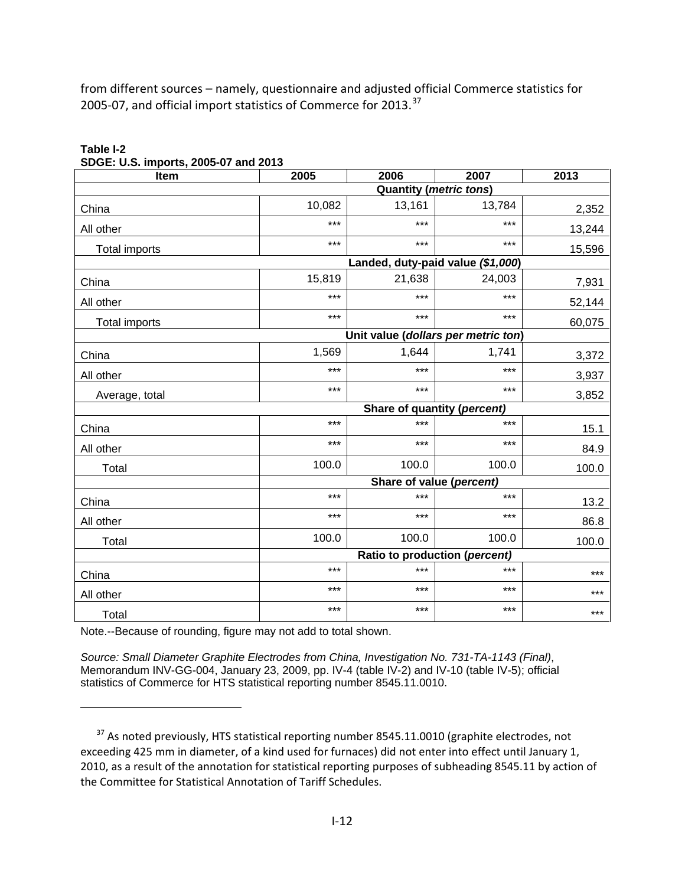from different sources – namely, questionnaire and adjusted official Commerce statistics for 2005-07, and official import statistics of Commerce for 2013.[37]

**Table I-2**
**SDGE: U.S. imports, 2005-07 and 2013**

| Item | 2005 | 2006 | 2007 | 2013 |
|---|---|---|---|---|
| | Quantity (*metric tons*) | | | |
| China | 10,082 | 13,161 | 13,784 | 2,352 |
| All other | *** | *** | *** | 13,244 |
| Total imports | *** | *** | *** | 15,596 |
| | Landed, duty-paid value (*$1,000*) | | | |
| China | 15,819 | 21,638 | 24,003 | 7,931 |
| All other | *** | *** | *** | 52,144 |
| Total imports | *** | *** | *** | 60,075 |
| | Unit value (*dollars per metric ton*) | | | |
| China | 1,569 | 1,644 | 1,741 | 3,372 |
| All other | *** | *** | *** | 3,937 |
| Average, total | *** | *** | *** | 3,852 |
| | Share of quantity (*percent*) | | | |
| China | *** | *** | *** | 15.1 |
| All other | *** | *** | *** | 84.9 |
| Total | 100.0 | 100.0 | 100.0 | 100.0 |
| | Share of value (*percent*) | | | |
| China | *** | *** | *** | 13.2 |
| All other | *** | *** | *** | 86.8 |
| Total | 100.0 | 100.0 | 100.0 | 100.0 |
| | Ratio to production (*percent*) | | | |
| China | *** | *** | *** | *** |
| All other | *** | *** | *** | *** |
| Total | *** | *** | *** | *** |

Note.--Because of rounding, figure may not add to total shown.

*Source: Small Diameter Graphite Electrodes from China, Investigation No. 731-TA-1143 (Final)*, Memorandum INV-GG-004, January 23, 2009, pp. IV-4 (table IV-2) and IV-10 (table IV-5); official statistics of Commerce for HTS statistical reporting number 8545.11.0010.

[37] As noted previously, HTS statistical reporting number 8545.11.0010 (graphite electrodes, not exceeding 425 mm in diameter, of a kind used for furnaces) did not enter into effect until January 1, 2010, as a result of the annotation for statistical reporting purposes of subheading 8545.11 by action of the Committee for Statistical Annotation of Tariff Schedules.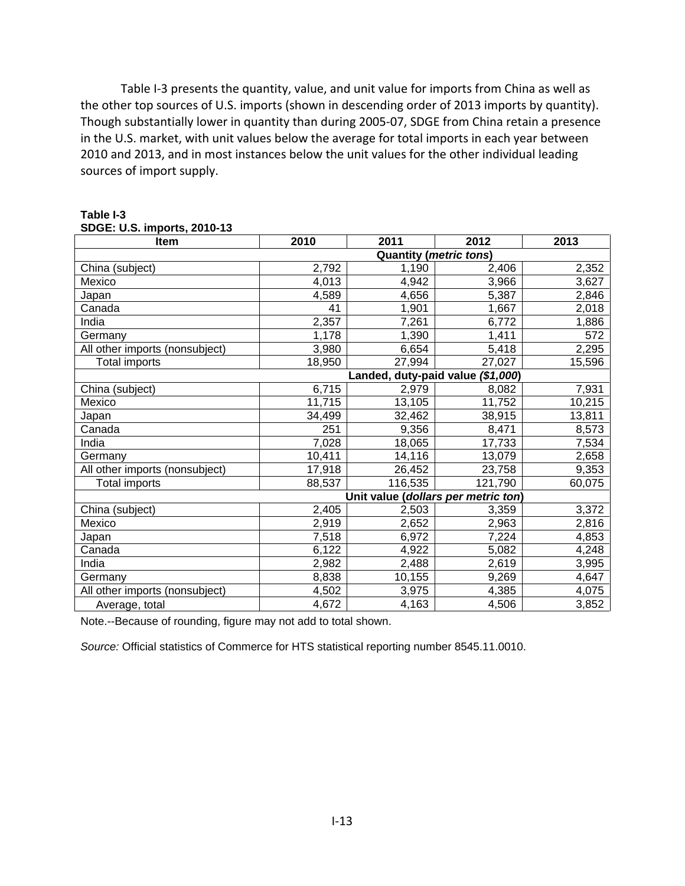Table I-3 presents the quantity, value, and unit value for imports from China as well as the other top sources of U.S. imports (shown in descending order of 2013 imports by quantity). Though substantially lower in quantity than during 2005-07, SDGE from China retain a presence in the U.S. market, with unit values below the average for total imports in each year between 2010 and 2013, and in most instances below the unit values for the other individual leading sources of import supply.

**Table I-3**
**SDGE: U.S. imports, 2010-13**

| Item | 2010 | 2011 | 2012 | 2013 |
|---|---|---|---|---|
| | **Quantity (*metric tons*)** | | | |
| China (subject) | 2,792 | 1,190 | 2,406 | 2,352 |
| Mexico | 4,013 | 4,942 | 3,966 | 3,627 |
| Japan | 4,589 | 4,656 | 5,387 | 2,846 |
| Canada | 41 | 1,901 | 1,667 | 2,018 |
| India | 2,357 | 7,261 | 6,772 | 1,886 |
| Germany | 1,178 | 1,390 | 1,411 | 572 |
| All other imports (nonsubject) | 3,980 | 6,654 | 5,418 | 2,295 |
| Total imports | 18,950 | 27,994 | 27,027 | 15,596 |
| | **Landed, duty-paid value (*$1,000*)** | | | |
| China (subject) | 6,715 | 2,979 | 8,082 | 7,931 |
| Mexico | 11,715 | 13,105 | 11,752 | 10,215 |
| Japan | 34,499 | 32,462 | 38,915 | 13,811 |
| Canada | 251 | 9,356 | 8,471 | 8,573 |
| India | 7,028 | 18,065 | 17,733 | 7,534 |
| Germany | 10,411 | 14,116 | 13,079 | 2,658 |
| All other imports (nonsubject) | 17,918 | 26,452 | 23,758 | 9,353 |
| Total imports | 88,537 | 116,535 | 121,790 | 60,075 |
| | **Unit value (*dollars per metric ton*)** | | | |
| China (subject) | 2,405 | 2,503 | 3,359 | 3,372 |
| Mexico | 2,919 | 2,652 | 2,963 | 2,816 |
| Japan | 7,518 | 6,972 | 7,224 | 4,853 |
| Canada | 6,122 | 4,922 | 5,082 | 4,248 |
| India | 2,982 | 2,488 | 2,619 | 3,995 |
| Germany | 8,838 | 10,155 | 9,269 | 4,647 |
| All other imports (nonsubject) | 4,502 | 3,975 | 4,385 | 4,075 |
| Average, total | 4,672 | 4,163 | 4,506 | 3,852 |

Note.--Because of rounding, figure may not add to total shown.

*Source:* Official statistics of Commerce for HTS statistical reporting number 8545.11.0010.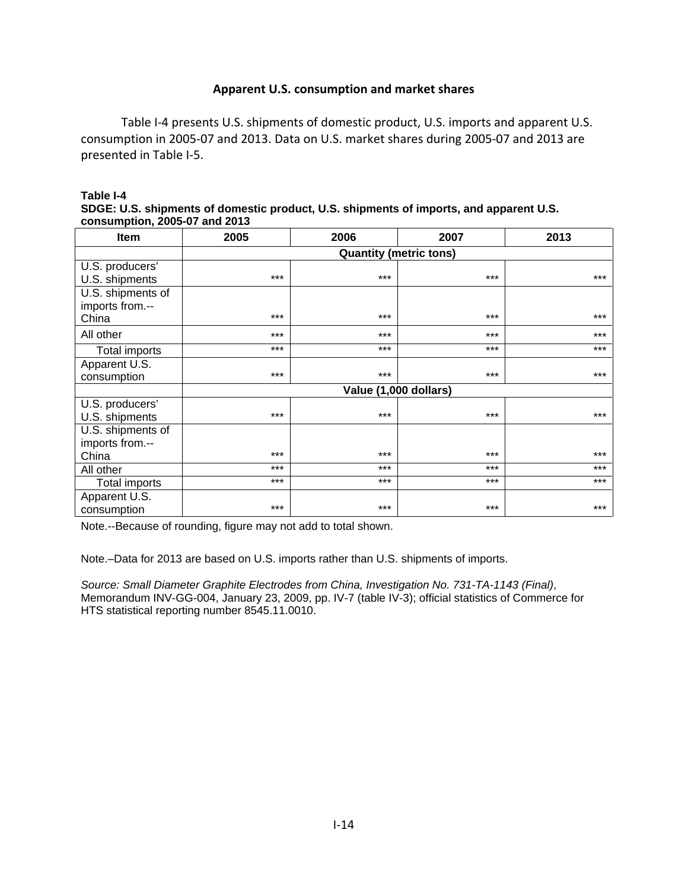## Apparent U.S. consumption and market shares

Table I-4 presents U.S. shipments of domestic product, U.S. imports and apparent U.S. consumption in 2005-07 and 2013. Data on U.S. market shares during 2005-07 and 2013 are presented in Table I-5.

**Table I-4**
**SDGE: U.S. shipments of domestic product, U.S. shipments of imports, and apparent U.S. consumption, 2005-07 and 2013**

| Item | 2005 | 2006 | 2007 | 2013 |
|---|---|---|---|---|
| | Quantity (metric tons) | | | |
| U.S. producers' U.S. shipments | *** | *** | *** | *** |
| U.S. shipments of imports from.-- China | *** | *** | *** | *** |
| All other | *** | *** | *** | *** |
| Total imports | *** | *** | *** | *** |
| Apparent U.S. consumption | *** | *** | *** | *** |
| | Value (1,000 dollars) | | | |
| U.S. producers' U.S. shipments | *** | *** | *** | *** |
| U.S. shipments of imports from.-- China | *** | *** | *** | *** |
| All other | *** | *** | *** | *** |
| Total imports | *** | *** | *** | *** |
| Apparent U.S. consumption | *** | *** | *** | *** |

Note.--Because of rounding, figure may not add to total shown.

Note.–Data for 2013 are based on U.S. imports rather than U.S. shipments of imports.

*Source: Small Diameter Graphite Electrodes from China, Investigation No. 731-TA-1143 (Final)*, Memorandum INV-GG-004, January 23, 2009, pp. IV-7 (table IV-3); official statistics of Commerce for HTS statistical reporting number 8545.11.0010.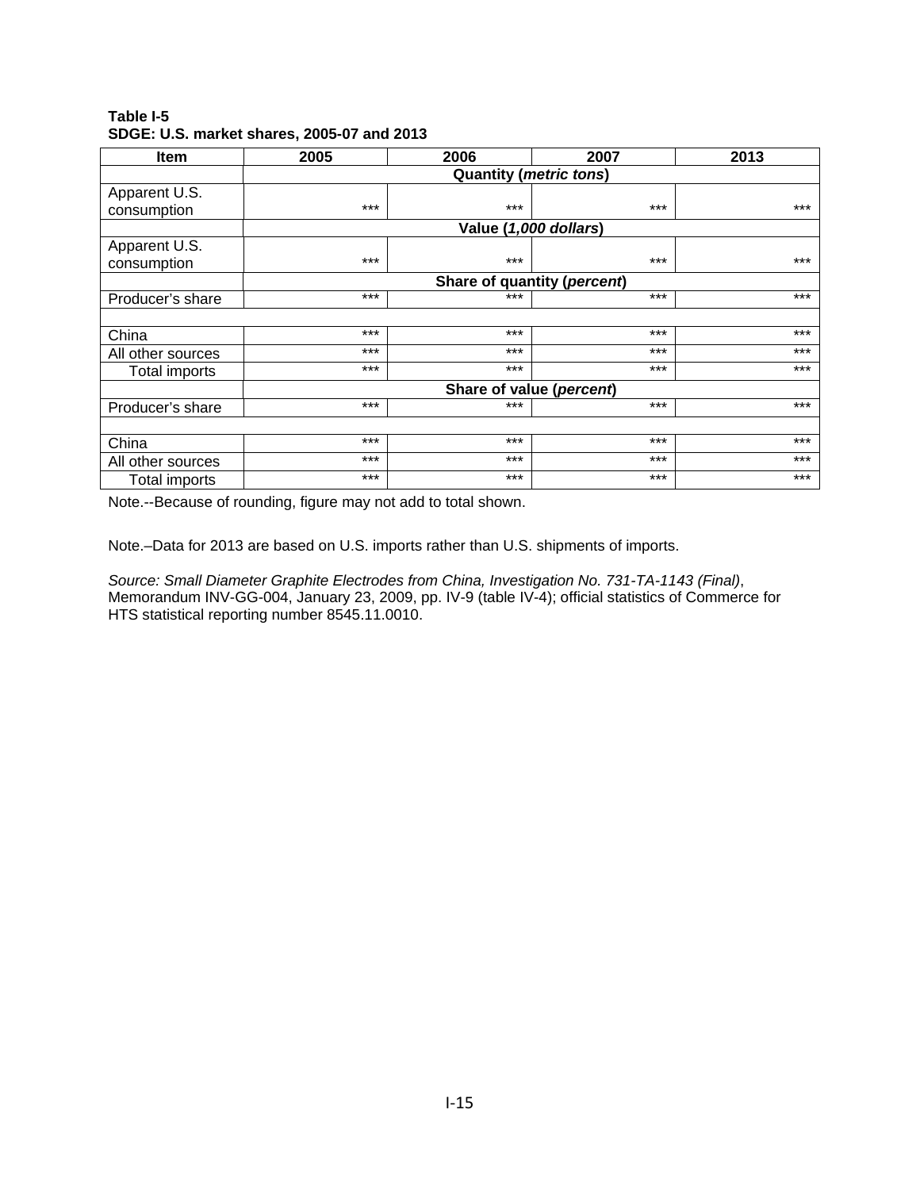**Table I-5**
**SDGE: U.S. market shares, 2005-07 and 2013**

| Item | 2005 | 2006 | 2007 | 2013 |
|---|---|---|---|---|
| | **Quantity (*metric tons*)** | | | |
| Apparent U.S. consumption | *** | *** | *** | *** |
| | **Value (*1,000 dollars*)** | | | |
| Apparent U.S. consumption | *** | *** | *** | *** |
| | **Share of quantity (*percent*)** | | | |
| Producer's share | *** | *** | *** | *** |
| | | | | |
| China | *** | *** | *** | *** |
| All other sources | *** | *** | *** | *** |
| Total imports | *** | *** | *** | *** |
| | **Share of value (*percent*)** | | | |
| Producer's share | *** | *** | *** | *** |
| | | | | |
| China | *** | *** | *** | *** |
| All other sources | *** | *** | *** | *** |
| Total imports | *** | *** | *** | *** |

Note.--Because of rounding, figure may not add to total shown.

Note.–Data for 2013 are based on U.S. imports rather than U.S. shipments of imports.

*Source: Small Diameter Graphite Electrodes from China, Investigation No. 731-TA-1143 (Final)*, Memorandum INV-GG-004, January 23, 2009, pp. IV-9 (table IV-4); official statistics of Commerce for HTS statistical reporting number 8545.11.0010.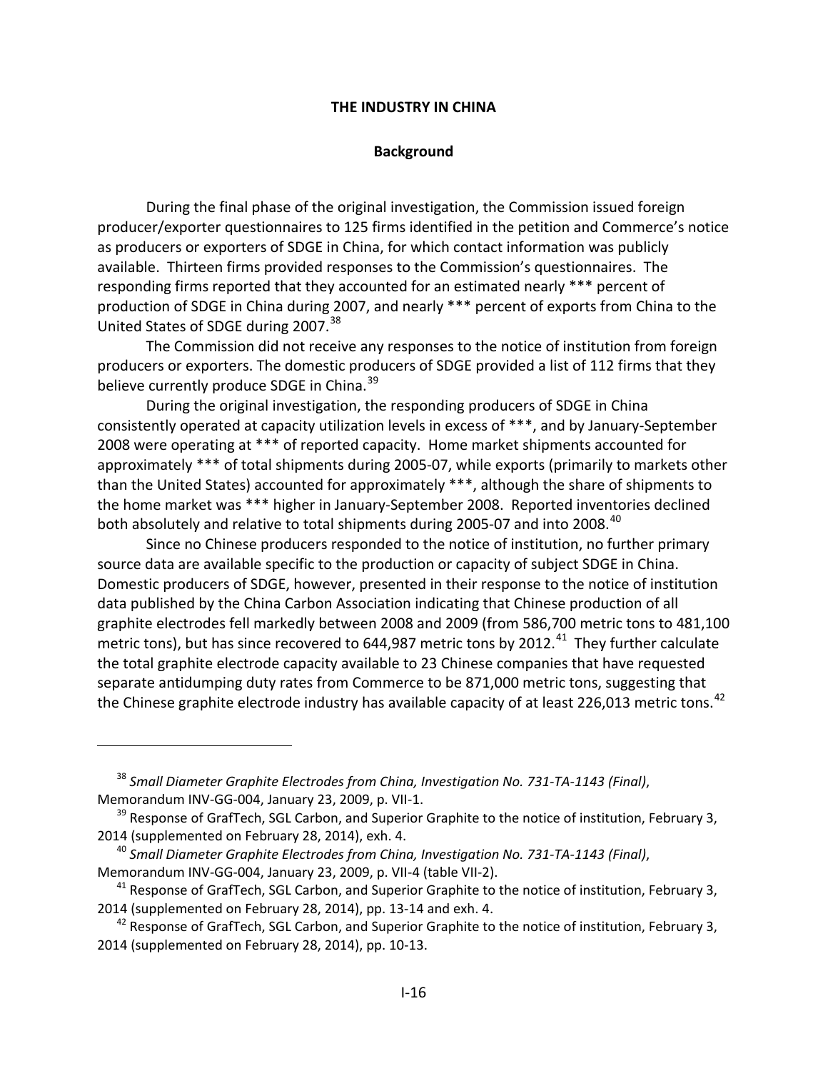## THE INDUSTRY IN CHINA

### Background

During the final phase of the original investigation, the Commission issued foreign producer/exporter questionnaires to 125 firms identified in the petition and Commerce's notice as producers or exporters of SDGE in China, for which contact information was publicly available. Thirteen firms provided responses to the Commission's questionnaires. The responding firms reported that they accounted for an estimated nearly *** percent of production of SDGE in China during 2007, and nearly *** percent of exports from China to the United States of SDGE during 2007.[38]

The Commission did not receive any responses to the notice of institution from foreign producers or exporters. The domestic producers of SDGE provided a list of 112 firms that they believe currently produce SDGE in China.[39]

During the original investigation, the responding producers of SDGE in China consistently operated at capacity utilization levels in excess of ***, and by January-September 2008 were operating at *** of reported capacity. Home market shipments accounted for approximately *** of total shipments during 2005-07, while exports (primarily to markets other than the United States) accounted for approximately ***, although the share of shipments to the home market was *** higher in January-September 2008. Reported inventories declined both absolutely and relative to total shipments during 2005-07 and into 2008.[40]

Since no Chinese producers responded to the notice of institution, no further primary source data are available specific to the production or capacity of subject SDGE in China. Domestic producers of SDGE, however, presented in their response to the notice of institution data published by the China Carbon Association indicating that Chinese production of all graphite electrodes fell markedly between 2008 and 2009 (from 586,700 metric tons to 481,100 metric tons), but has since recovered to 644,987 metric tons by 2012.[41] They further calculate the total graphite electrode capacity available to 23 Chinese companies that have requested separate antidumping duty rates from Commerce to be 871,000 metric tons, suggesting that the Chinese graphite electrode industry has available capacity of at least 226,013 metric tons.[42]

---

[38] *Small Diameter Graphite Electrodes from China, Investigation No. 731-TA-1143 (Final)*, Memorandum INV-GG-004, January 23, 2009, p. VII-1.

[39] Response of GrafTech, SGL Carbon, and Superior Graphite to the notice of institution, February 3, 2014 (supplemented on February 28, 2014), exh. 4.

[40] *Small Diameter Graphite Electrodes from China, Investigation No. 731-TA-1143 (Final)*, Memorandum INV-GG-004, January 23, 2009, p. VII-4 (table VII-2).

[41] Response of GrafTech, SGL Carbon, and Superior Graphite to the notice of institution, February 3, 2014 (supplemented on February 28, 2014), pp. 13-14 and exh. 4.

[42] Response of GrafTech, SGL Carbon, and Superior Graphite to the notice of institution, February 3, 2014 (supplemented on February 28, 2014), pp. 10-13.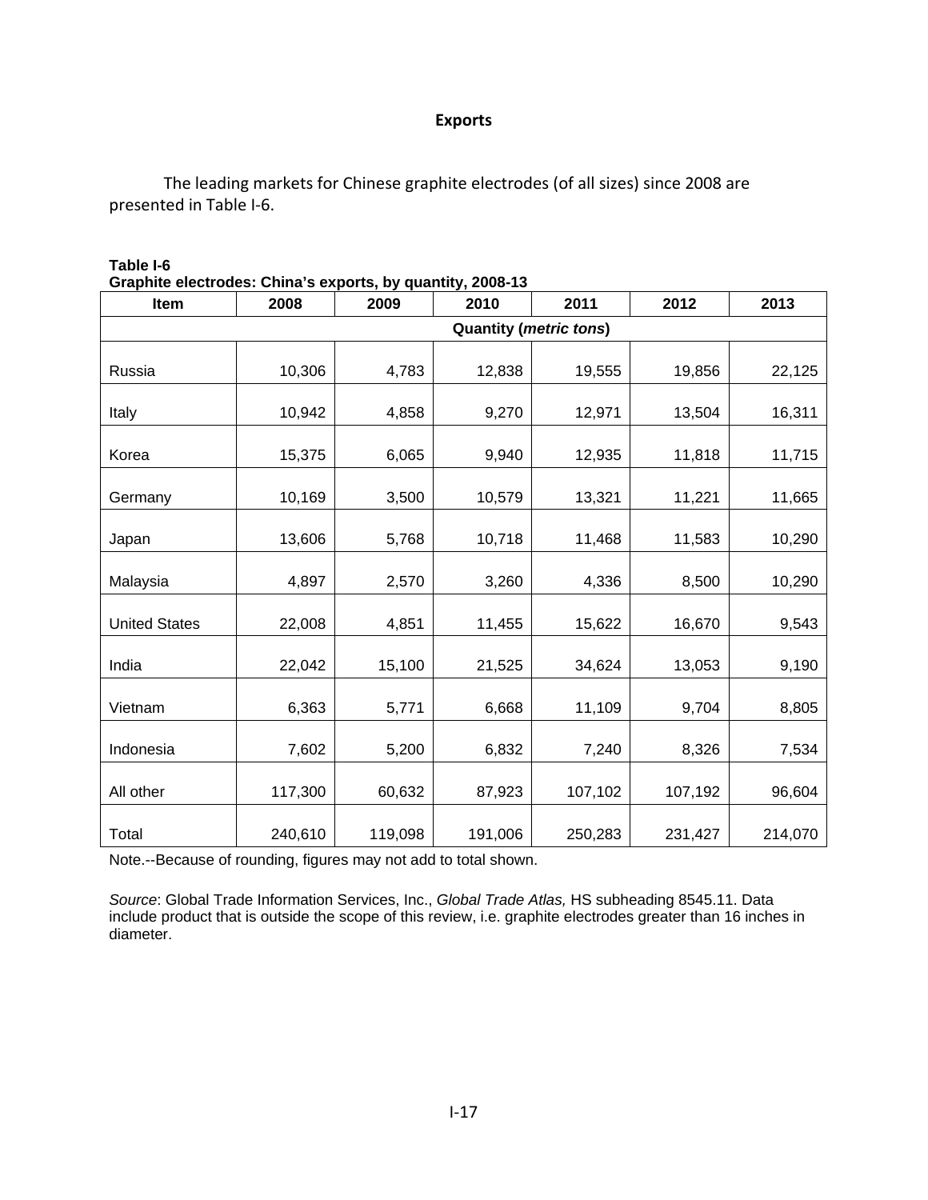## Exports

The leading markets for Chinese graphite electrodes (of all sizes) since 2008 are presented in Table I-6.

**Table I-6**
**Graphite electrodes: China's exports, by quantity, 2008-13**

| Item | 2008 | 2009 | 2010 | 2011 | 2012 | 2013 |
|---|---|---|---|---|---|---|
| | Quantity (*metric tons*) | | | | | |
| Russia | 10,306 | 4,783 | 12,838 | 19,555 | 19,856 | 22,125 |
| Italy | 10,942 | 4,858 | 9,270 | 12,971 | 13,504 | 16,311 |
| Korea | 15,375 | 6,065 | 9,940 | 12,935 | 11,818 | 11,715 |
| Germany | 10,169 | 3,500 | 10,579 | 13,321 | 11,221 | 11,665 |
| Japan | 13,606 | 5,768 | 10,718 | 11,468 | 11,583 | 10,290 |
| Malaysia | 4,897 | 2,570 | 3,260 | 4,336 | 8,500 | 10,290 |
| United States | 22,008 | 4,851 | 11,455 | 15,622 | 16,670 | 9,543 |
| India | 22,042 | 15,100 | 21,525 | 34,624 | 13,053 | 9,190 |
| Vietnam | 6,363 | 5,771 | 6,668 | 11,109 | 9,704 | 8,805 |
| Indonesia | 7,602 | 5,200 | 6,832 | 7,240 | 8,326 | 7,534 |
| All other | 117,300 | 60,632 | 87,923 | 107,102 | 107,192 | 96,604 |
| Total | 240,610 | 119,098 | 191,006 | 250,283 | 231,427 | 214,070 |

Note.--Because of rounding, figures may not add to total shown.

*Source*: Global Trade Information Services, Inc., *Global Trade Atlas,* HS subheading 8545.11. Data include product that is outside the scope of this review, i.e. graphite electrodes greater than 16 inches in diameter.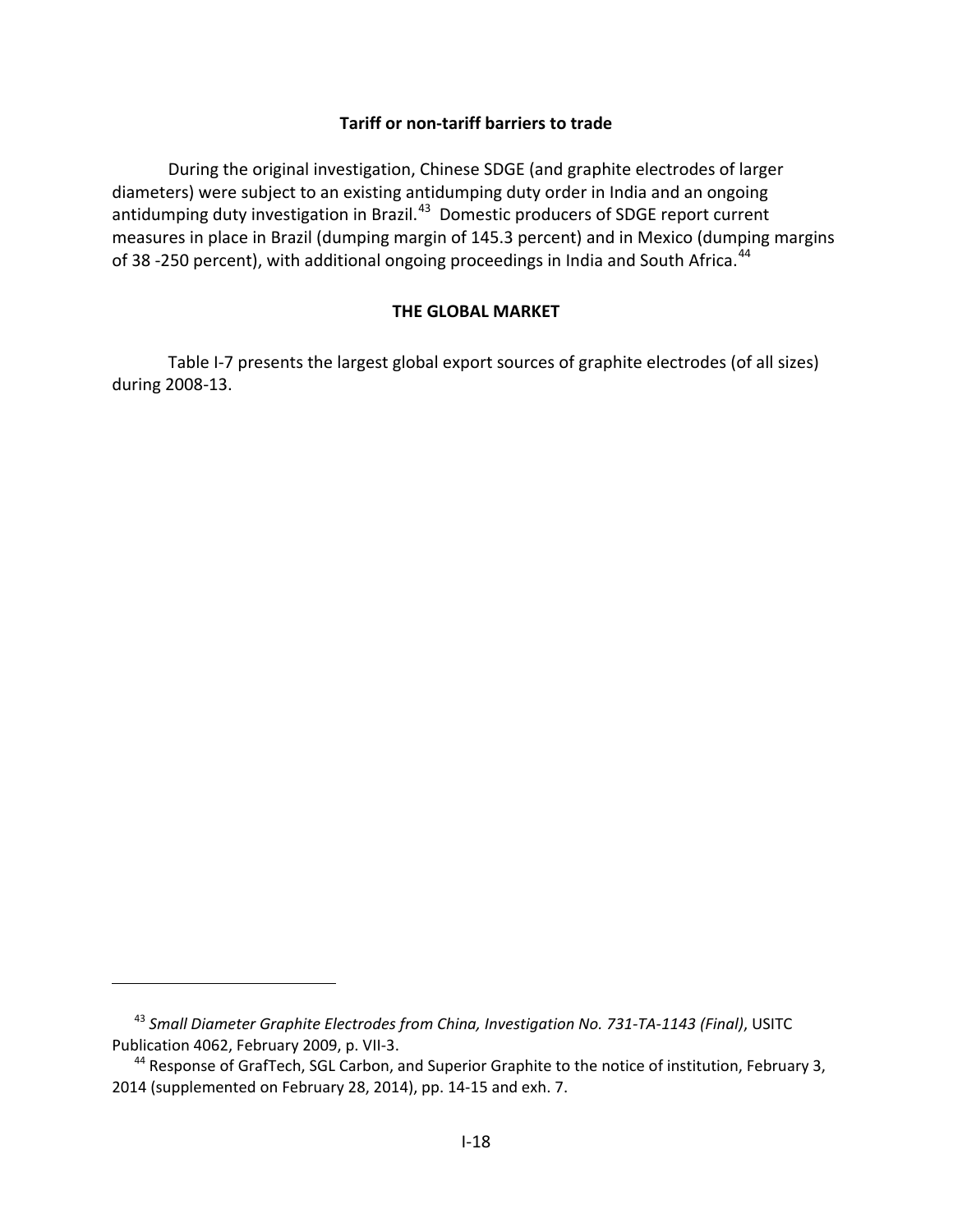### Tariff or non-tariff barriers to trade

During the original investigation, Chinese SDGE (and graphite electrodes of larger diameters) were subject to an existing antidumping duty order in India and an ongoing antidumping duty investigation in Brazil.[43] Domestic producers of SDGE report current measures in place in Brazil (dumping margin of 145.3 percent) and in Mexico (dumping margins of 38 -250 percent), with additional ongoing proceedings in India and South Africa.[44]

## THE GLOBAL MARKET

Table I-7 presents the largest global export sources of graphite electrodes (of all sizes) during 2008-13.

---

[43] *Small Diameter Graphite Electrodes from China, Investigation No. 731-TA-1143 (Final)*, USITC Publication 4062, February 2009, p. VII-3.

[44] Response of GrafTech, SGL Carbon, and Superior Graphite to the notice of institution, February 3, 2014 (supplemented on February 28, 2014), pp. 14-15 and exh. 7.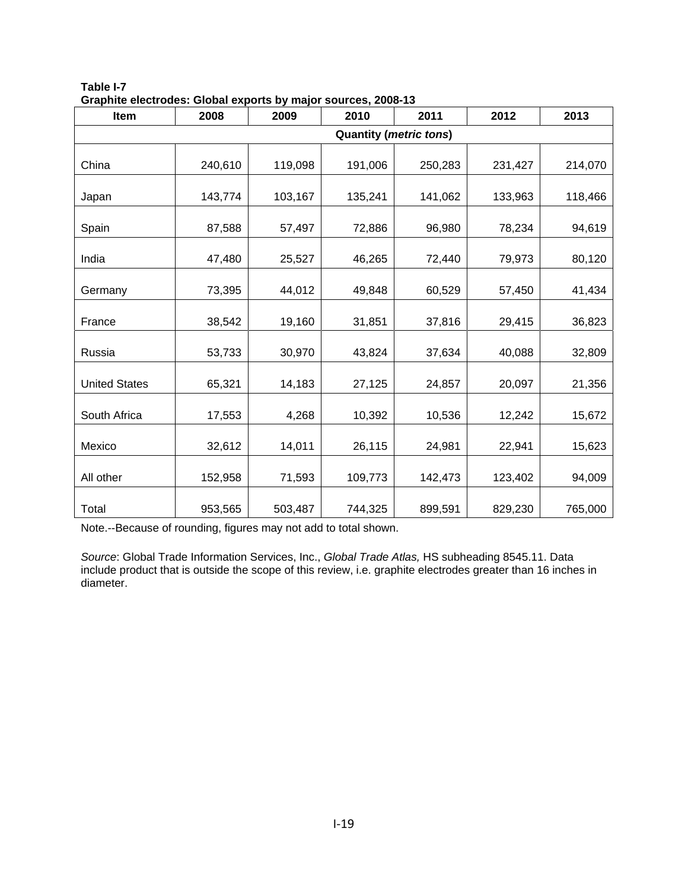**Table I-7**
**Graphite electrodes: Global exports by major sources, 2008-13**

| Item | 2008 | 2009 | 2010 | 2011 | 2012 | 2013 |
|---|---|---|---|---|---|---|
| | | | Quantity (*metric tons*) | | | |
| China | 240,610 | 119,098 | 191,006 | 250,283 | 231,427 | 214,070 |
| Japan | 143,774 | 103,167 | 135,241 | 141,062 | 133,963 | 118,466 |
| Spain | 87,588 | 57,497 | 72,886 | 96,980 | 78,234 | 94,619 |
| India | 47,480 | 25,527 | 46,265 | 72,440 | 79,973 | 80,120 |
| Germany | 73,395 | 44,012 | 49,848 | 60,529 | 57,450 | 41,434 |
| France | 38,542 | 19,160 | 31,851 | 37,816 | 29,415 | 36,823 |
| Russia | 53,733 | 30,970 | 43,824 | 37,634 | 40,088 | 32,809 |
| United States | 65,321 | 14,183 | 27,125 | 24,857 | 20,097 | 21,356 |
| South Africa | 17,553 | 4,268 | 10,392 | 10,536 | 12,242 | 15,672 |
| Mexico | 32,612 | 14,011 | 26,115 | 24,981 | 22,941 | 15,623 |
| All other | 152,958 | 71,593 | 109,773 | 142,473 | 123,402 | 94,009 |
| Total | 953,565 | 503,487 | 744,325 | 899,591 | 829,230 | 765,000 |

Note.--Because of rounding, figures may not add to total shown.

*Source*: Global Trade Information Services, Inc., *Global Trade Atlas,* HS subheading 8545.11. Data include product that is outside the scope of this review, i.e. graphite electrodes greater than 16 inches in diameter.